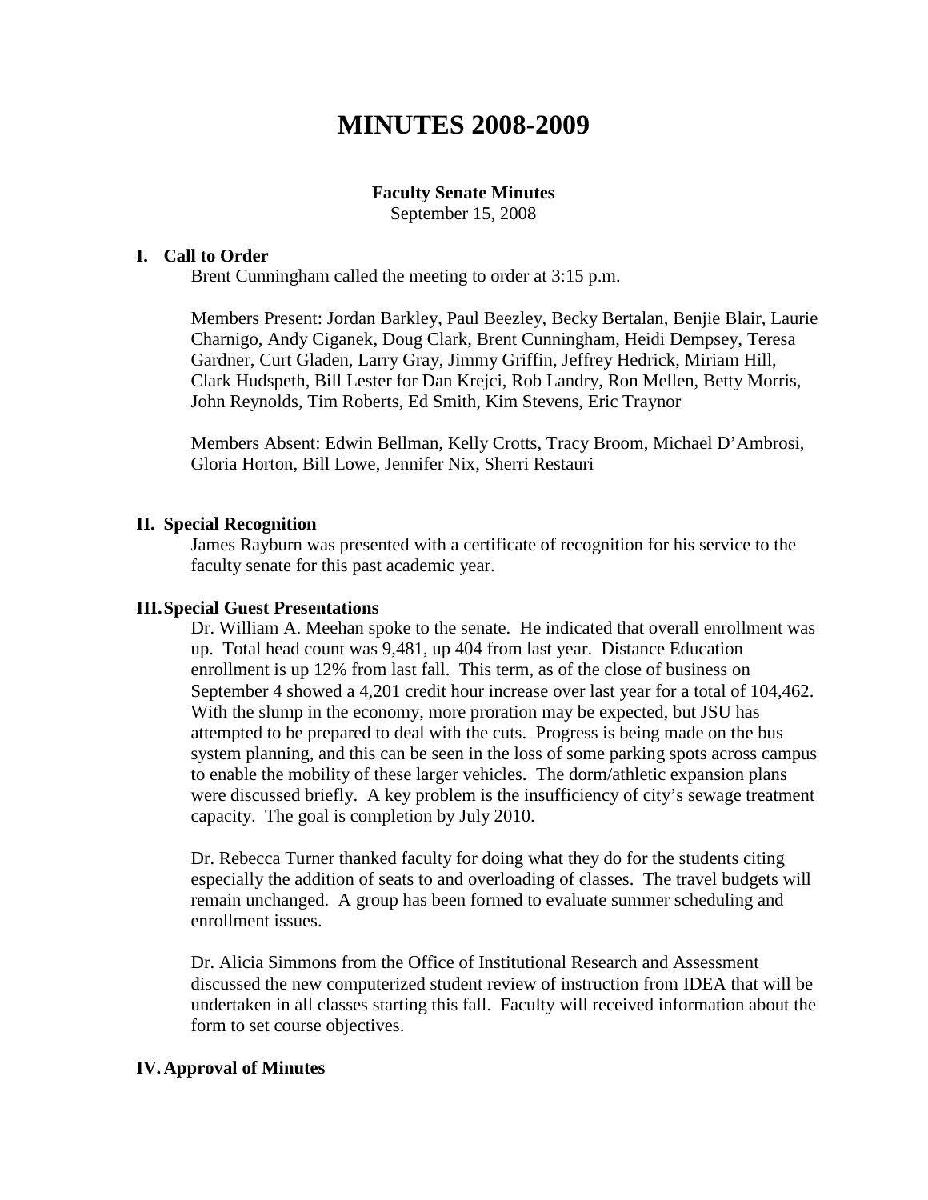# MINUTES 2008-2009

**Faculty Senate Minutes**
September 15, 2008

## I. Call to Order

Brent Cunningham called the meeting to order at 3:15 p.m.

Members Present: Jordan Barkley, Paul Beezley, Becky Bertalan, Benjie Blair, Laurie Charnigo, Andy Ciganek, Doug Clark, Brent Cunningham, Heidi Dempsey, Teresa Gardner, Curt Gladen, Larry Gray, Jimmy Griffin, Jeffrey Hedrick, Miriam Hill, Clark Hudspeth, Bill Lester for Dan Krejci, Rob Landry, Ron Mellen, Betty Morris, John Reynolds, Tim Roberts, Ed Smith, Kim Stevens, Eric Traynor

Members Absent: Edwin Bellman, Kelly Crotts, Tracy Broom, Michael D'Ambrosi, Gloria Horton, Bill Lowe, Jennifer Nix, Sherri Restauri

## II. Special Recognition

James Rayburn was presented with a certificate of recognition for his service to the faculty senate for this past academic year.

## III. Special Guest Presentations

Dr. William A. Meehan spoke to the senate. He indicated that overall enrollment was up. Total head count was 9,481, up 404 from last year. Distance Education enrollment is up 12% from last fall. This term, as of the close of business on September 4 showed a 4,201 credit hour increase over last year for a total of 104,462. With the slump in the economy, more proration may be expected, but JSU has attempted to be prepared to deal with the cuts. Progress is being made on the bus system planning, and this can be seen in the loss of some parking spots across campus to enable the mobility of these larger vehicles. The dorm/athletic expansion plans were discussed briefly. A key problem is the insufficiency of city's sewage treatment capacity. The goal is completion by July 2010.

Dr. Rebecca Turner thanked faculty for doing what they do for the students citing especially the addition of seats to and overloading of classes. The travel budgets will remain unchanged. A group has been formed to evaluate summer scheduling and enrollment issues.

Dr. Alicia Simmons from the Office of Institutional Research and Assessment discussed the new computerized student review of instruction from IDEA that will be undertaken in all classes starting this fall. Faculty will received information about the form to set course objectives.

## IV. Approval of Minutes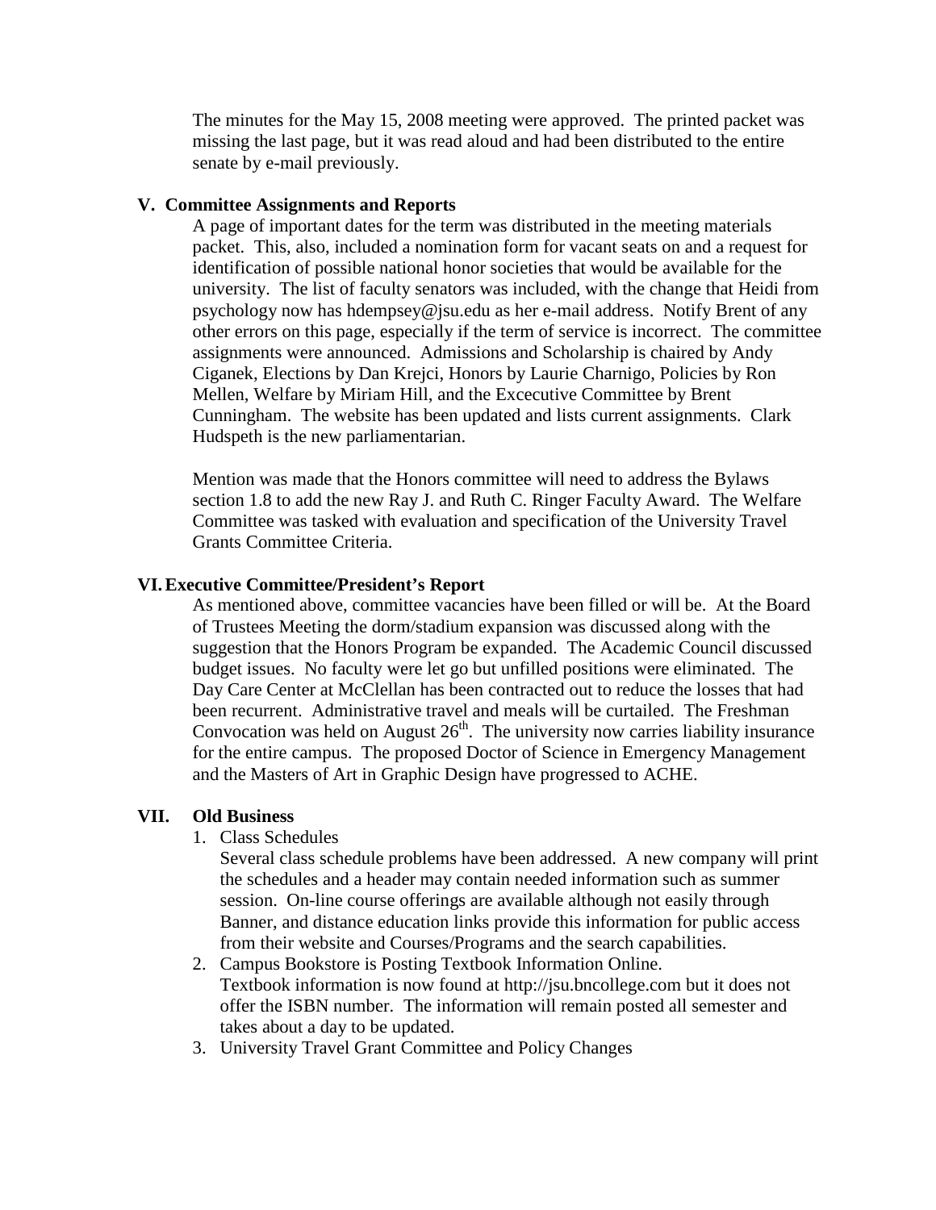The minutes for the May 15, 2008 meeting were approved. The printed packet was missing the last page, but it was read aloud and had been distributed to the entire senate by e-mail previously.

## V. Committee Assignments and Reports

A page of important dates for the term was distributed in the meeting materials packet. This, also, included a nomination form for vacant seats on and a request for identification of possible national honor societies that would be available for the university. The list of faculty senators was included, with the change that Heidi from psychology now has hdempsey@jsu.edu as her e-mail address. Notify Brent of any other errors on this page, especially if the term of service is incorrect. The committee assignments were announced. Admissions and Scholarship is chaired by Andy Ciganek, Elections by Dan Krejci, Honors by Laurie Charnigo, Policies by Ron Mellen, Welfare by Miriam Hill, and the Excecutive Committee by Brent Cunningham. The website has been updated and lists current assignments. Clark Hudspeth is the new parliamentarian.

Mention was made that the Honors committee will need to address the Bylaws section 1.8 to add the new Ray J. and Ruth C. Ringer Faculty Award. The Welfare Committee was tasked with evaluation and specification of the University Travel Grants Committee Criteria.

## VI. Executive Committee/President's Report

As mentioned above, committee vacancies have been filled or will be. At the Board of Trustees Meeting the dorm/stadium expansion was discussed along with the suggestion that the Honors Program be expanded. The Academic Council discussed budget issues. No faculty were let go but unfilled positions were eliminated. The Day Care Center at McClellan has been contracted out to reduce the losses that had been recurrent. Administrative travel and meals will be curtailed. The Freshman Convocation was held on August 26th. The university now carries liability insurance for the entire campus. The proposed Doctor of Science in Emergency Management and the Masters of Art in Graphic Design have progressed to ACHE.

## VII. Old Business

1. Class Schedules
   Several class schedule problems have been addressed. A new company will print the schedules and a header may contain needed information such as summer session. On-line course offerings are available although not easily through Banner, and distance education links provide this information for public access from their website and Courses/Programs and the search capabilities.
2. Campus Bookstore is Posting Textbook Information Online.
   Textbook information is now found at http://jsu.bncollege.com but it does not offer the ISBN number. The information will remain posted all semester and takes about a day to be updated.
3. University Travel Grant Committee and Policy Changes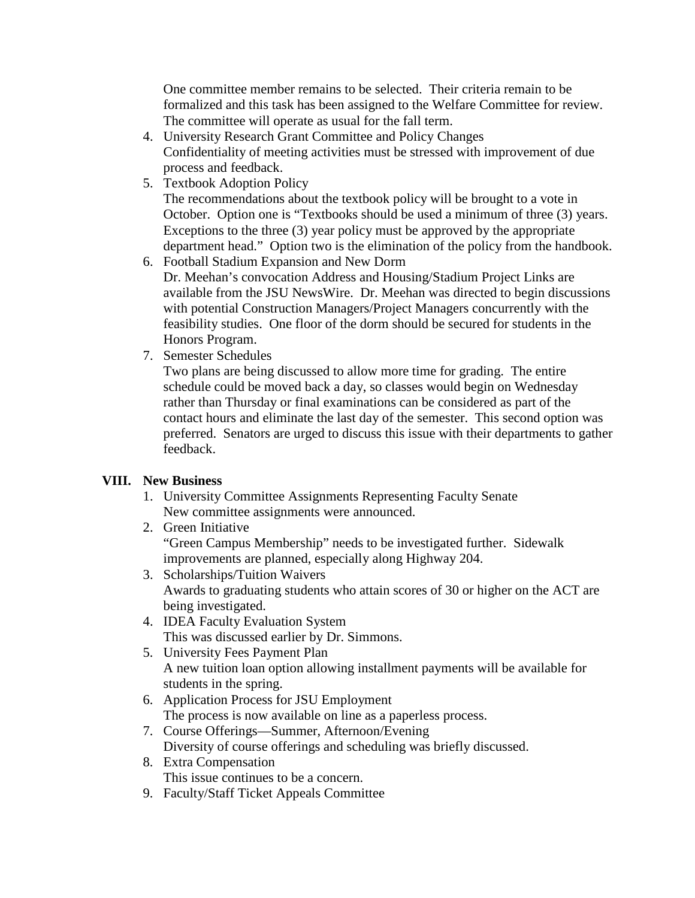One committee member remains to be selected. Their criteria remain to be formalized and this task has been assigned to the Welfare Committee for review. The committee will operate as usual for the fall term.

4. University Research Grant Committee and Policy Changes
   Confidentiality of meeting activities must be stressed with improvement of due process and feedback.
5. Textbook Adoption Policy
   The recommendations about the textbook policy will be brought to a vote in October. Option one is "Textbooks should be used a minimum of three (3) years. Exceptions to the three (3) year policy must be approved by the appropriate department head." Option two is the elimination of the policy from the handbook.
6. Football Stadium Expansion and New Dorm
   Dr. Meehan's convocation Address and Housing/Stadium Project Links are available from the JSU NewsWire. Dr. Meehan was directed to begin discussions with potential Construction Managers/Project Managers concurrently with the feasibility studies. One floor of the dorm should be secured for students in the Honors Program.
7. Semester Schedules
   Two plans are being discussed to allow more time for grading. The entire schedule could be moved back a day, so classes would begin on Wednesday rather than Thursday or final examinations can be considered as part of the contact hours and eliminate the last day of the semester. This second option was preferred. Senators are urged to discuss this issue with their departments to gather feedback.

## VIII. New Business

1. University Committee Assignments Representing Faculty Senate
   New committee assignments were announced.
2. Green Initiative
   "Green Campus Membership" needs to be investigated further. Sidewalk improvements are planned, especially along Highway 204.
3. Scholarships/Tuition Waivers
   Awards to graduating students who attain scores of 30 or higher on the ACT are being investigated.
4. IDEA Faculty Evaluation System
   This was discussed earlier by Dr. Simmons.
5. University Fees Payment Plan
   A new tuition loan option allowing installment payments will be available for students in the spring.
6. Application Process for JSU Employment
   The process is now available on line as a paperless process.
7. Course Offerings—Summer, Afternoon/Evening
   Diversity of course offerings and scheduling was briefly discussed.
8. Extra Compensation
   This issue continues to be a concern.
9. Faculty/Staff Ticket Appeals Committee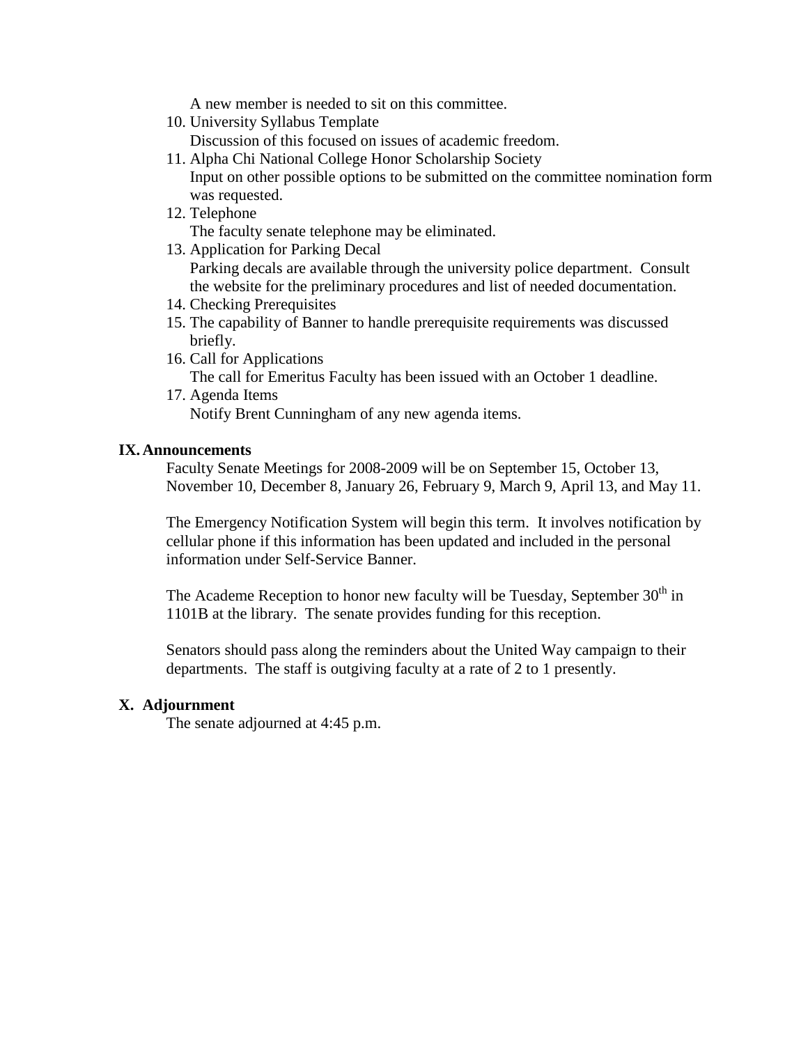A new member is needed to sit on this committee.

10. University Syllabus Template
    Discussion of this focused on issues of academic freedom.
11. Alpha Chi National College Honor Scholarship Society
    Input on other possible options to be submitted on the committee nomination form was requested.
12. Telephone
    The faculty senate telephone may be eliminated.
13. Application for Parking Decal
    Parking decals are available through the university police department. Consult the website for the preliminary procedures and list of needed documentation.
14. Checking Prerequisites
15. The capability of Banner to handle prerequisite requirements was discussed briefly.
16. Call for Applications
    The call for Emeritus Faculty has been issued with an October 1 deadline.
17. Agenda Items
    Notify Brent Cunningham of any new agenda items.

## IX. Announcements

Faculty Senate Meetings for 2008-2009 will be on September 15, October 13, November 10, December 8, January 26, February 9, March 9, April 13, and May 11.

The Emergency Notification System will begin this term. It involves notification by cellular phone if this information has been updated and included in the personal information under Self-Service Banner.

The Academe Reception to honor new faculty will be Tuesday, September 30th in 1101B at the library. The senate provides funding for this reception.

Senators should pass along the reminders about the United Way campaign to their departments. The staff is outgiving faculty at a rate of 2 to 1 presently.

## X. Adjournment

The senate adjourned at 4:45 p.m.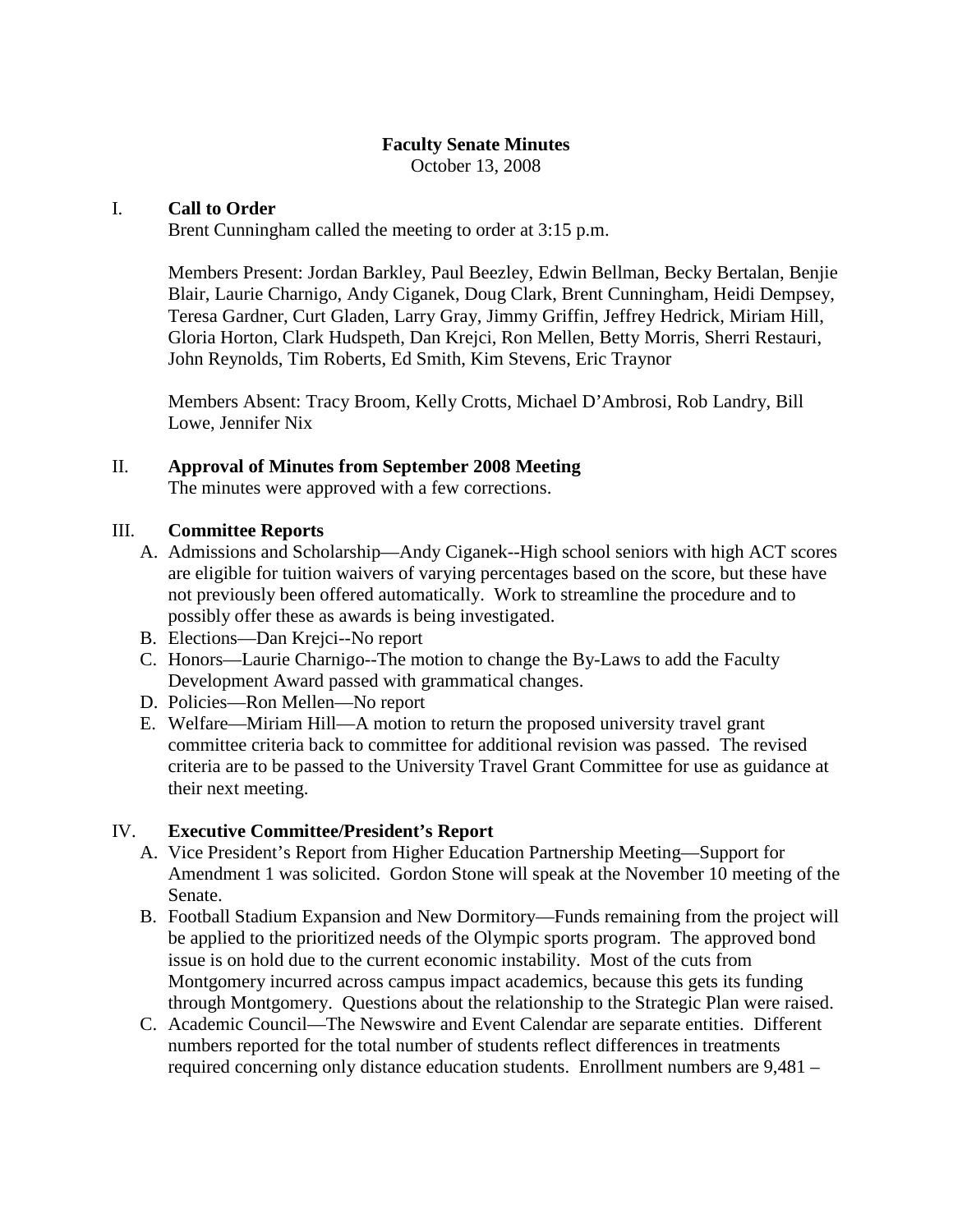# Faculty Senate Minutes

October 13, 2008

## I. Call to Order

Brent Cunningham called the meeting to order at 3:15 p.m.

Members Present: Jordan Barkley, Paul Beezley, Edwin Bellman, Becky Bertalan, Benjie Blair, Laurie Charnigo, Andy Ciganek, Doug Clark, Brent Cunningham, Heidi Dempsey, Teresa Gardner, Curt Gladen, Larry Gray, Jimmy Griffin, Jeffrey Hedrick, Miriam Hill, Gloria Horton, Clark Hudspeth, Dan Krejci, Ron Mellen, Betty Morris, Sherri Restauri, John Reynolds, Tim Roberts, Ed Smith, Kim Stevens, Eric Traynor

Members Absent: Tracy Broom, Kelly Crotts, Michael D'Ambrosi, Rob Landry, Bill Lowe, Jennifer Nix

## II. Approval of Minutes from September 2008 Meeting

The minutes were approved with a few corrections.

## III. Committee Reports

A. Admissions and Scholarship—Andy Ciganek--High school seniors with high ACT scores are eligible for tuition waivers of varying percentages based on the score, but these have not previously been offered automatically. Work to streamline the procedure and to possibly offer these as awards is being investigated.
B. Elections—Dan Krejci--No report
C. Honors—Laurie Charnigo--The motion to change the By-Laws to add the Faculty Development Award passed with grammatical changes.
D. Policies—Ron Mellen—No report
E. Welfare—Miriam Hill—A motion to return the proposed university travel grant committee criteria back to committee for additional revision was passed. The revised criteria are to be passed to the University Travel Grant Committee for use as guidance at their next meeting.

## IV. Executive Committee/President's Report

A. Vice President's Report from Higher Education Partnership Meeting—Support for Amendment 1 was solicited. Gordon Stone will speak at the November 10 meeting of the Senate.
B. Football Stadium Expansion and New Dormitory—Funds remaining from the project will be applied to the prioritized needs of the Olympic sports program. The approved bond issue is on hold due to the current economic instability. Most of the cuts from Montgomery incurred across campus impact academics, because this gets its funding through Montgomery. Questions about the relationship to the Strategic Plan were raised.
C. Academic Council—The Newswire and Event Calendar are separate entities. Different numbers reported for the total number of students reflect differences in treatments required concerning only distance education students. Enrollment numbers are 9,481 –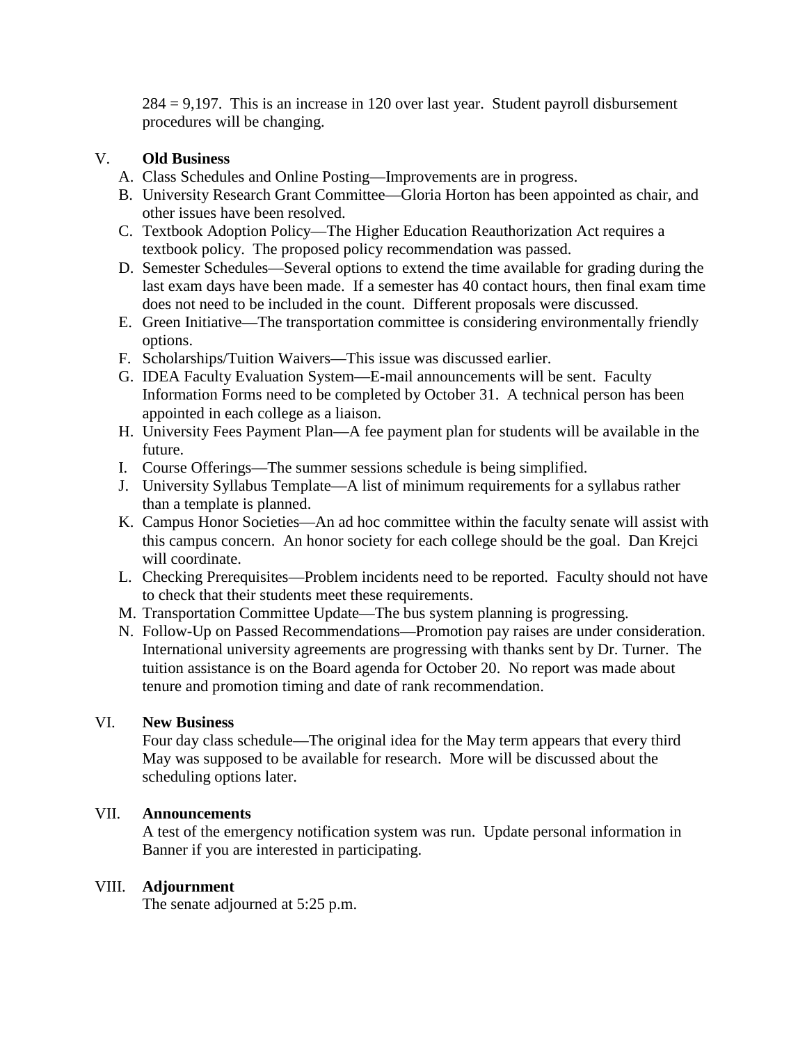284 = 9,197. This is an increase in 120 over last year. Student payroll disbursement procedures will be changing.

## V. Old Business

A. Class Schedules and Online Posting—Improvements are in progress.
B. University Research Grant Committee—Gloria Horton has been appointed as chair, and other issues have been resolved.
C. Textbook Adoption Policy—The Higher Education Reauthorization Act requires a textbook policy. The proposed policy recommendation was passed.
D. Semester Schedules—Several options to extend the time available for grading during the last exam days have been made. If a semester has 40 contact hours, then final exam time does not need to be included in the count. Different proposals were discussed.
E. Green Initiative—The transportation committee is considering environmentally friendly options.
F. Scholarships/Tuition Waivers—This issue was discussed earlier.
G. IDEA Faculty Evaluation System—E-mail announcements will be sent. Faculty Information Forms need to be completed by October 31. A technical person has been appointed in each college as a liaison.
H. University Fees Payment Plan—A fee payment plan for students will be available in the future.
I. Course Offerings—The summer sessions schedule is being simplified.
J. University Syllabus Template—A list of minimum requirements for a syllabus rather than a template is planned.
K. Campus Honor Societies—An ad hoc committee within the faculty senate will assist with this campus concern. An honor society for each college should be the goal. Dan Krejci will coordinate.
L. Checking Prerequisites—Problem incidents need to be reported. Faculty should not have to check that their students meet these requirements.
M. Transportation Committee Update—The bus system planning is progressing.
N. Follow-Up on Passed Recommendations—Promotion pay raises are under consideration. International university agreements are progressing with thanks sent by Dr. Turner. The tuition assistance is on the Board agenda for October 20. No report was made about tenure and promotion timing and date of rank recommendation.

## VI. New Business

Four day class schedule—The original idea for the May term appears that every third May was supposed to be available for research. More will be discussed about the scheduling options later.

## VII. Announcements

A test of the emergency notification system was run. Update personal information in Banner if you are interested in participating.

## VIII. Adjournment

The senate adjourned at 5:25 p.m.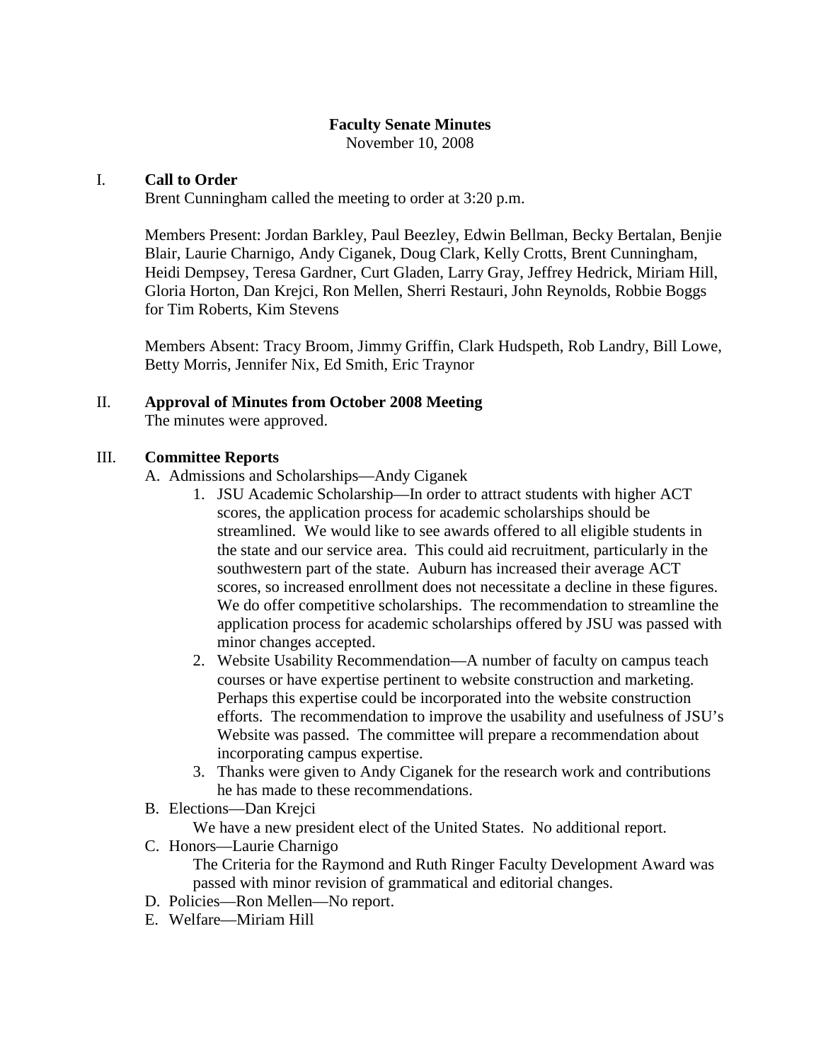# Faculty Senate Minutes

November 10, 2008

## I. Call to Order

Brent Cunningham called the meeting to order at 3:20 p.m.

Members Present: Jordan Barkley, Paul Beezley, Edwin Bellman, Becky Bertalan, Benjie Blair, Laurie Charnigo, Andy Ciganek, Doug Clark, Kelly Crotts, Brent Cunningham, Heidi Dempsey, Teresa Gardner, Curt Gladen, Larry Gray, Jeffrey Hedrick, Miriam Hill, Gloria Horton, Dan Krejci, Ron Mellen, Sherri Restauri, John Reynolds, Robbie Boggs for Tim Roberts, Kim Stevens

Members Absent: Tracy Broom, Jimmy Griffin, Clark Hudspeth, Rob Landry, Bill Lowe, Betty Morris, Jennifer Nix, Ed Smith, Eric Traynor

## II. Approval of Minutes from October 2008 Meeting

The minutes were approved.

## III. Committee Reports

A. Admissions and Scholarships—Andy Ciganek

1. JSU Academic Scholarship—In order to attract students with higher ACT scores, the application process for academic scholarships should be streamlined. We would like to see awards offered to all eligible students in the state and our service area. This could aid recruitment, particularly in the southwestern part of the state. Auburn has increased their average ACT scores, so increased enrollment does not necessitate a decline in these figures. We do offer competitive scholarships. The recommendation to streamline the application process for academic scholarships offered by JSU was passed with minor changes accepted.
2. Website Usability Recommendation—A number of faculty on campus teach courses or have expertise pertinent to website construction and marketing. Perhaps this expertise could be incorporated into the website construction efforts. The recommendation to improve the usability and usefulness of JSU's Website was passed. The committee will prepare a recommendation about incorporating campus expertise.
3. Thanks were given to Andy Ciganek for the research work and contributions he has made to these recommendations.

B. Elections—Dan Krejci

We have a new president elect of the United States. No additional report.

C. Honors—Laurie Charnigo

The Criteria for the Raymond and Ruth Ringer Faculty Development Award was passed with minor revision of grammatical and editorial changes.

D. Policies—Ron Mellen—No report.

E. Welfare—Miriam Hill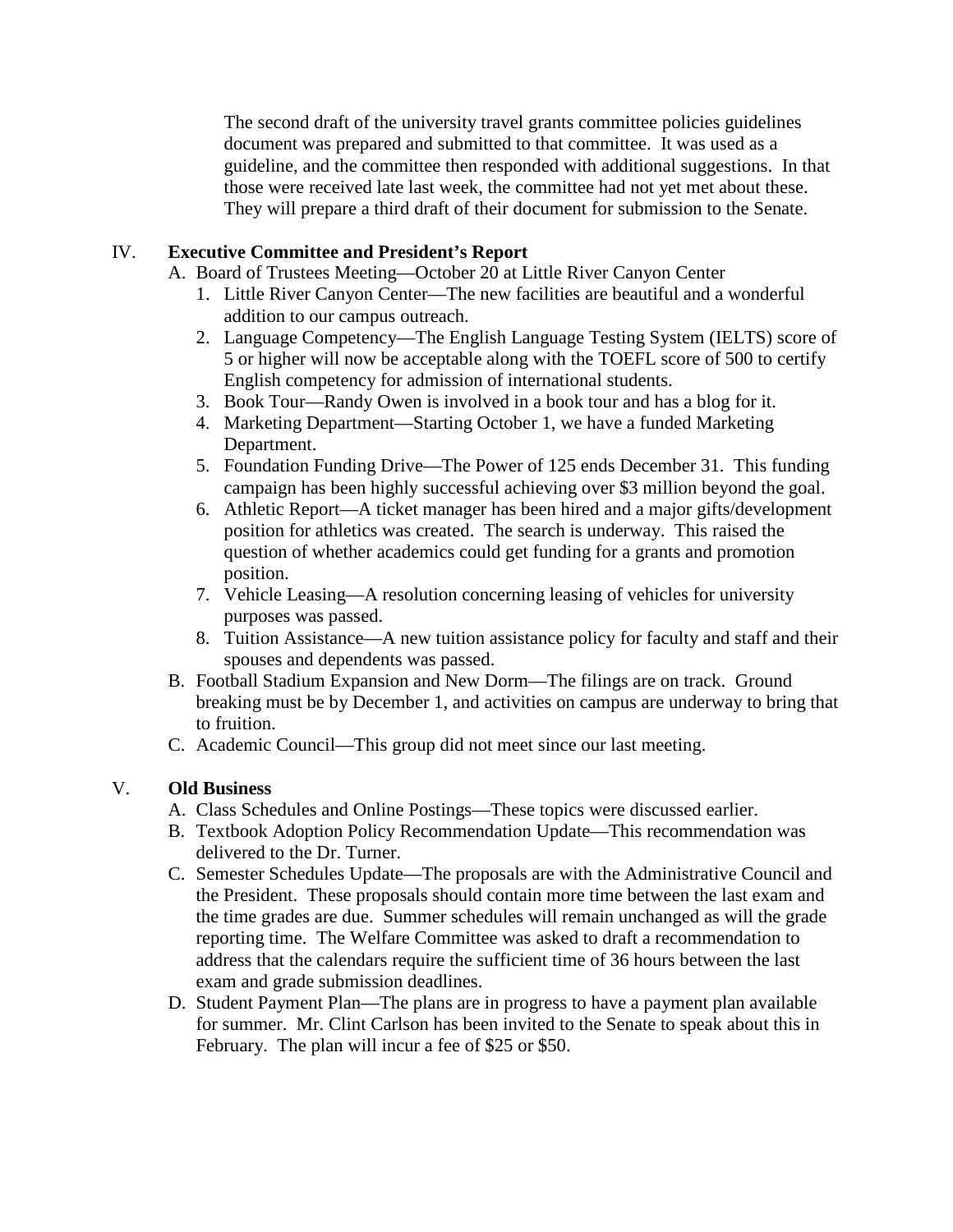The second draft of the university travel grants committee policies guidelines document was prepared and submitted to that committee. It was used as a guideline, and the committee then responded with additional suggestions. In that those were received late last week, the committee had not yet met about these. They will prepare a third draft of their document for submission to the Senate.

IV. **Executive Committee and President's Report**

A. Board of Trustees Meeting—October 20 at Little River Canyon Center
   1. Little River Canyon Center—The new facilities are beautiful and a wonderful addition to our campus outreach.
   2. Language Competency—The English Language Testing System (IELTS) score of 5 or higher will now be acceptable along with the TOEFL score of 500 to certify English competency for admission of international students.
   3. Book Tour—Randy Owen is involved in a book tour and has a blog for it.
   4. Marketing Department—Starting October 1, we have a funded Marketing Department.
   5. Foundation Funding Drive—The Power of 125 ends December 31. This funding campaign has been highly successful achieving over $3 million beyond the goal.
   6. Athletic Report—A ticket manager has been hired and a major gifts/development position for athletics was created. The search is underway. This raised the question of whether academics could get funding for a grants and promotion position.
   7. Vehicle Leasing—A resolution concerning leasing of vehicles for university purposes was passed.
   8. Tuition Assistance—A new tuition assistance policy for faculty and staff and their spouses and dependents was passed.

B. Football Stadium Expansion and New Dorm—The filings are on track. Ground breaking must be by December 1, and activities on campus are underway to bring that to fruition.

C. Academic Council—This group did not meet since our last meeting.

V. **Old Business**

A. Class Schedules and Online Postings—These topics were discussed earlier.

B. Textbook Adoption Policy Recommendation Update—This recommendation was delivered to the Dr. Turner.

C. Semester Schedules Update—The proposals are with the Administrative Council and the President. These proposals should contain more time between the last exam and the time grades are due. Summer schedules will remain unchanged as will the grade reporting time. The Welfare Committee was asked to draft a recommendation to address that the calendars require the sufficient time of 36 hours between the last exam and grade submission deadlines.

D. Student Payment Plan—The plans are in progress to have a payment plan available for summer. Mr. Clint Carlson has been invited to the Senate to speak about this in February. The plan will incur a fee of $25 or $50.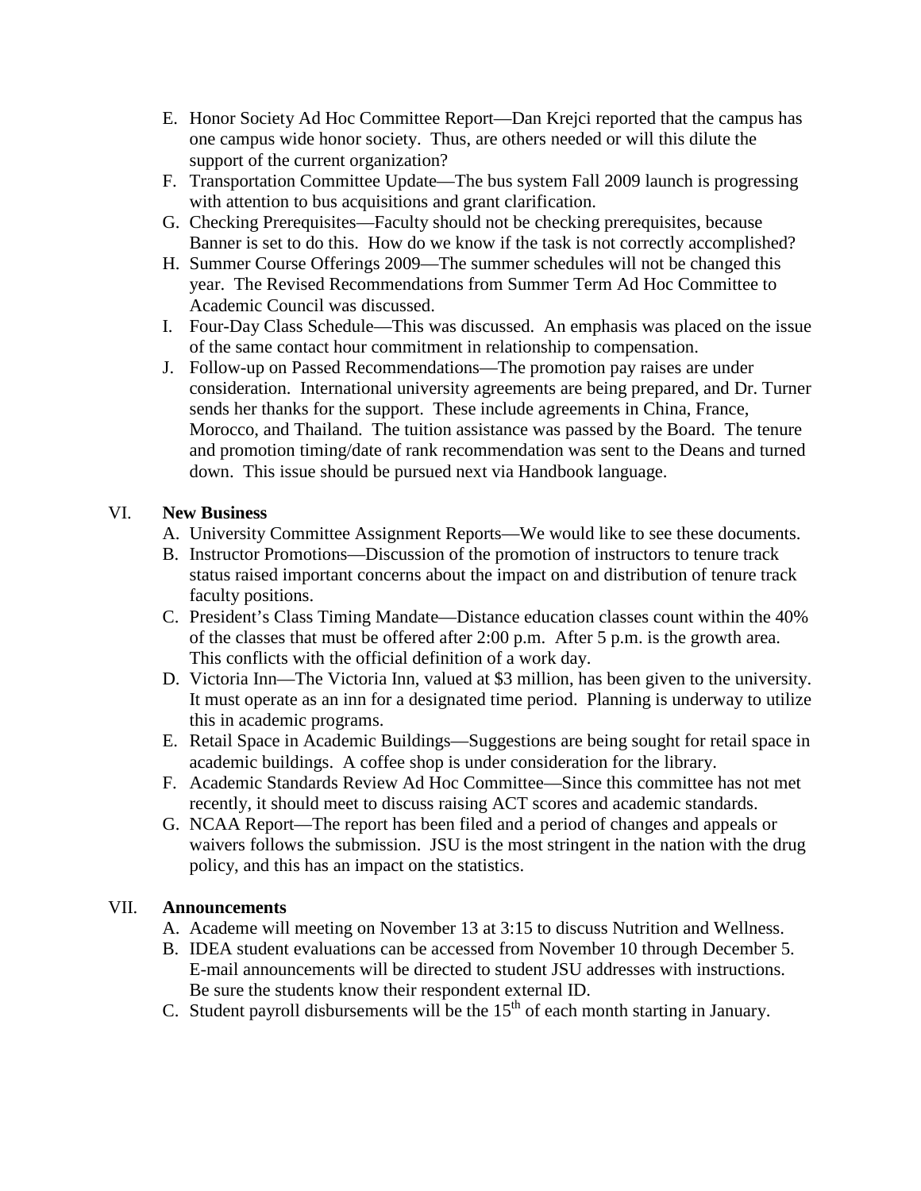E. Honor Society Ad Hoc Committee Report—Dan Krejci reported that the campus has one campus wide honor society. Thus, are others needed or will this dilute the support of the current organization?
F. Transportation Committee Update—The bus system Fall 2009 launch is progressing with attention to bus acquisitions and grant clarification.
G. Checking Prerequisites—Faculty should not be checking prerequisites, because Banner is set to do this. How do we know if the task is not correctly accomplished?
H. Summer Course Offerings 2009—The summer schedules will not be changed this year. The Revised Recommendations from Summer Term Ad Hoc Committee to Academic Council was discussed.
I. Four-Day Class Schedule—This was discussed. An emphasis was placed on the issue of the same contact hour commitment in relationship to compensation.
J. Follow-up on Passed Recommendations—The promotion pay raises are under consideration. International university agreements are being prepared, and Dr. Turner sends her thanks for the support. These include agreements in China, France, Morocco, and Thailand. The tuition assistance was passed by the Board. The tenure and promotion timing/date of rank recommendation was sent to the Deans and turned down. This issue should be pursued next via Handbook language.

VI. **New Business**

A. University Committee Assignment Reports—We would like to see these documents.
B. Instructor Promotions—Discussion of the promotion of instructors to tenure track status raised important concerns about the impact on and distribution of tenure track faculty positions.
C. President's Class Timing Mandate—Distance education classes count within the 40% of the classes that must be offered after 2:00 p.m. After 5 p.m. is the growth area. This conflicts with the official definition of a work day.
D. Victoria Inn—The Victoria Inn, valued at $3 million, has been given to the university. It must operate as an inn for a designated time period. Planning is underway to utilize this in academic programs.
E. Retail Space in Academic Buildings—Suggestions are being sought for retail space in academic buildings. A coffee shop is under consideration for the library.
F. Academic Standards Review Ad Hoc Committee—Since this committee has not met recently, it should meet to discuss raising ACT scores and academic standards.
G. NCAA Report—The report has been filed and a period of changes and appeals or waivers follows the submission. JSU is the most stringent in the nation with the drug policy, and this has an impact on the statistics.

VII. **Announcements**

A. Academe will meeting on November 13 at 3:15 to discuss Nutrition and Wellness.
B. IDEA student evaluations can be accessed from November 10 through December 5. E-mail announcements will be directed to student JSU addresses with instructions. Be sure the students know their respondent external ID.
C. Student payroll disbursements will be the 15th of each month starting in January.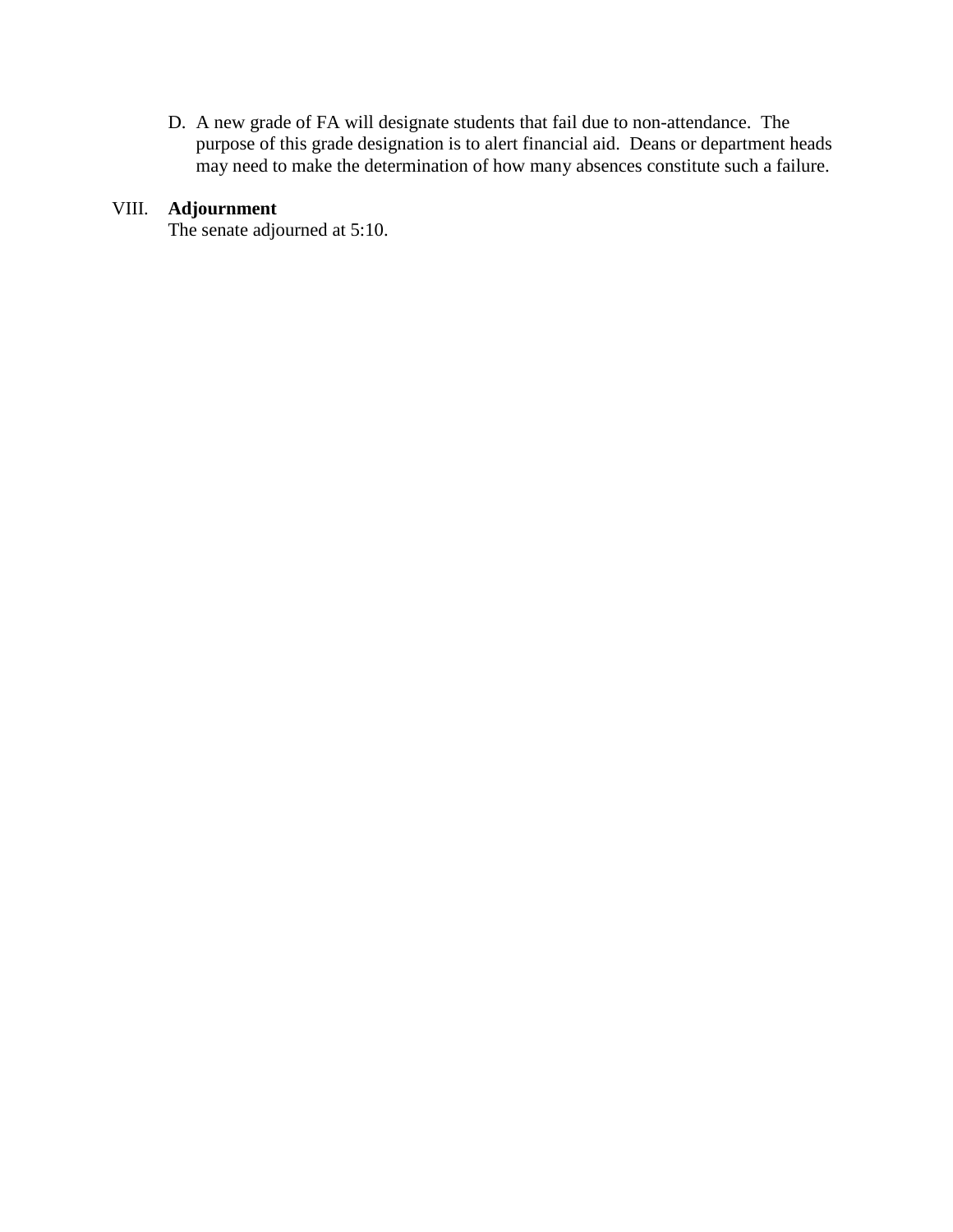D. A new grade of FA will designate students that fail due to non-attendance. The purpose of this grade designation is to alert financial aid. Deans or department heads may need to make the determination of how many absences constitute such a failure.

VIII. **Adjournment**

The senate adjourned at 5:10.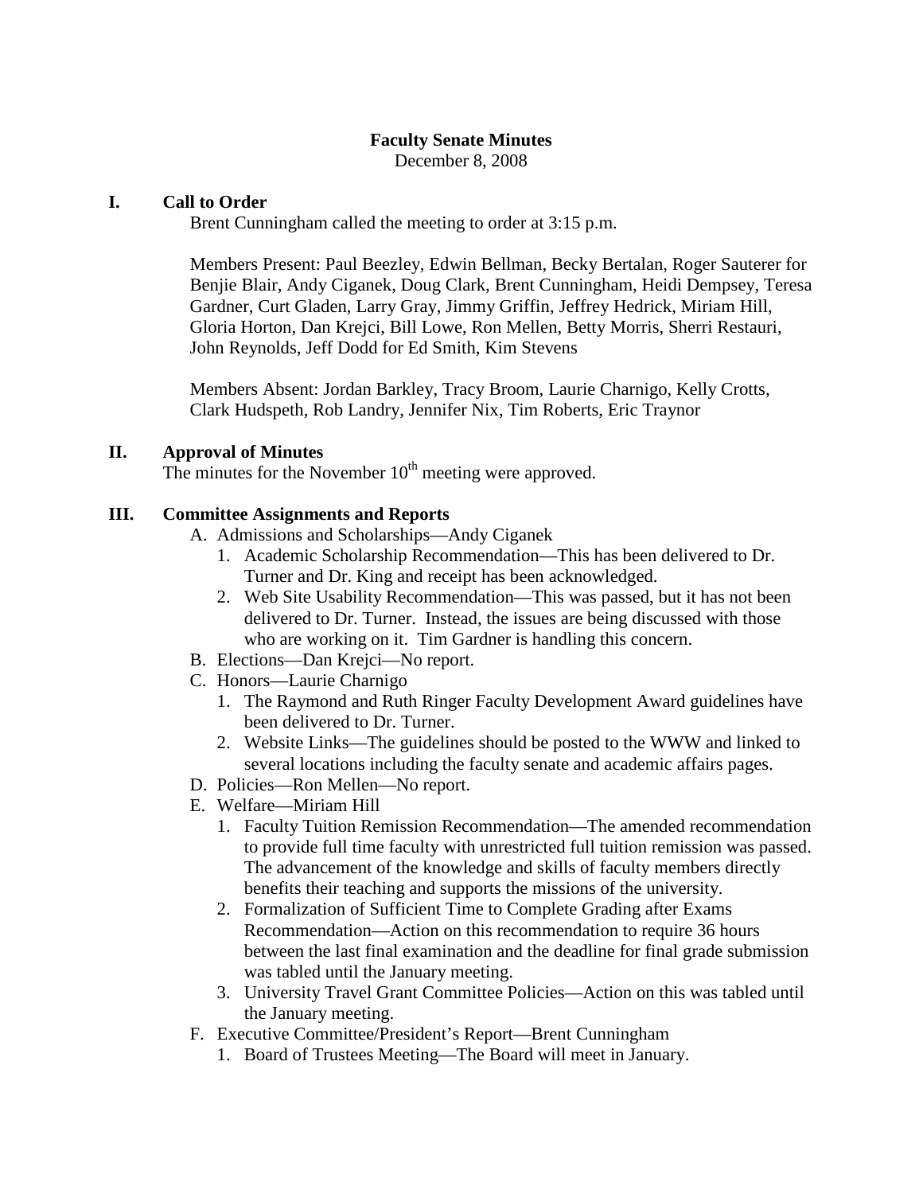**Faculty Senate Minutes**
December 8, 2008

## I. Call to Order

Brent Cunningham called the meeting to order at 3:15 p.m.

Members Present: Paul Beezley, Edwin Bellman, Becky Bertalan, Roger Sauterer for Benjie Blair, Andy Ciganek, Doug Clark, Brent Cunningham, Heidi Dempsey, Teresa Gardner, Curt Gladen, Larry Gray, Jimmy Griffin, Jeffrey Hedrick, Miriam Hill, Gloria Horton, Dan Krejci, Bill Lowe, Ron Mellen, Betty Morris, Sherri Restauri, John Reynolds, Jeff Dodd for Ed Smith, Kim Stevens

Members Absent: Jordan Barkley, Tracy Broom, Laurie Charnigo, Kelly Crotts, Clark Hudspeth, Rob Landry, Jennifer Nix, Tim Roberts, Eric Traynor

## II. Approval of Minutes

The minutes for the November 10th meeting were approved.

## III. Committee Assignments and Reports

A. Admissions and Scholarships—Andy Ciganek
   1. Academic Scholarship Recommendation—This has been delivered to Dr. Turner and Dr. King and receipt has been acknowledged.
   2. Web Site Usability Recommendation—This was passed, but it has not been delivered to Dr. Turner. Instead, the issues are being discussed with those who are working on it. Tim Gardner is handling this concern.

B. Elections—Dan Krejci—No report.

C. Honors—Laurie Charnigo
   1. The Raymond and Ruth Ringer Faculty Development Award guidelines have been delivered to Dr. Turner.
   2. Website Links—The guidelines should be posted to the WWW and linked to several locations including the faculty senate and academic affairs pages.

D. Policies—Ron Mellen—No report.

E. Welfare—Miriam Hill
   1. Faculty Tuition Remission Recommendation—The amended recommendation to provide full time faculty with unrestricted full tuition remission was passed. The advancement of the knowledge and skills of faculty members directly benefits their teaching and supports the missions of the university.
   2. Formalization of Sufficient Time to Complete Grading after Exams Recommendation—Action on this recommendation to require 36 hours between the last final examination and the deadline for final grade submission was tabled until the January meeting.
   3. University Travel Grant Committee Policies—Action on this was tabled until the January meeting.

F. Executive Committee/President's Report—Brent Cunningham
   1. Board of Trustees Meeting—The Board will meet in January.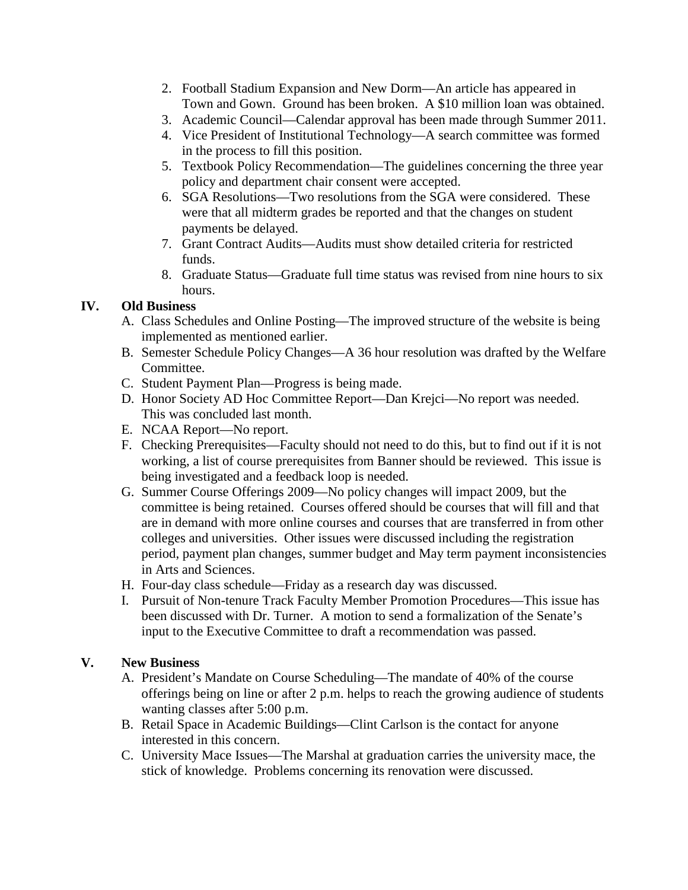2. Football Stadium Expansion and New Dorm—An article has appeared in Town and Gown. Ground has been broken. A $10 million loan was obtained.
3. Academic Council—Calendar approval has been made through Summer 2011.
4. Vice President of Institutional Technology—A search committee was formed in the process to fill this position.
5. Textbook Policy Recommendation—The guidelines concerning the three year policy and department chair consent were accepted.
6. SGA Resolutions—Two resolutions from the SGA were considered. These were that all midterm grades be reported and that the changes on student payments be delayed.
7. Grant Contract Audits—Audits must show detailed criteria for restricted funds.
8. Graduate Status—Graduate full time status was revised from nine hours to six hours.

## IV. Old Business

A. Class Schedules and Online Posting—The improved structure of the website is being implemented as mentioned earlier.

B. Semester Schedule Policy Changes—A 36 hour resolution was drafted by the Welfare Committee.

C. Student Payment Plan—Progress is being made.

D. Honor Society AD Hoc Committee Report—Dan Krejci—No report was needed. This was concluded last month.

E. NCAA Report—No report.

F. Checking Prerequisites—Faculty should not need to do this, but to find out if it is not working, a list of course prerequisites from Banner should be reviewed. This issue is being investigated and a feedback loop is needed.

G. Summer Course Offerings 2009—No policy changes will impact 2009, but the committee is being retained. Courses offered should be courses that will fill and that are in demand with more online courses and courses that are transferred in from other colleges and universities. Other issues were discussed including the registration period, payment plan changes, summer budget and May term payment inconsistencies in Arts and Sciences.

H. Four-day class schedule—Friday as a research day was discussed.

I. Pursuit of Non-tenure Track Faculty Member Promotion Procedures—This issue has been discussed with Dr. Turner. A motion to send a formalization of the Senate's input to the Executive Committee to draft a recommendation was passed.

## V. New Business

A. President's Mandate on Course Scheduling—The mandate of 40% of the course offerings being on line or after 2 p.m. helps to reach the growing audience of students wanting classes after 5:00 p.m.

B. Retail Space in Academic Buildings—Clint Carlson is the contact for anyone interested in this concern.

C. University Mace Issues—The Marshal at graduation carries the university mace, the stick of knowledge. Problems concerning its renovation were discussed.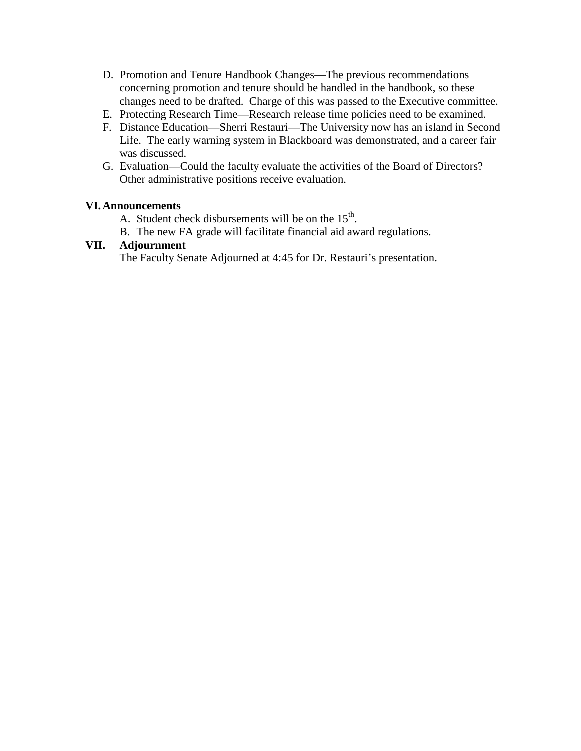D. Promotion and Tenure Handbook Changes—The previous recommendations concerning promotion and tenure should be handled in the handbook, so these changes need to be drafted. Charge of this was passed to the Executive committee.
E. Protecting Research Time—Research release time policies need to be examined.
F. Distance Education—Sherri Restauri—The University now has an island in Second Life. The early warning system in Blackboard was demonstrated, and a career fair was discussed.
G. Evaluation—Could the faculty evaluate the activities of the Board of Directors? Other administrative positions receive evaluation.

**VI. Announcements**

A. Student check disbursements will be on the 15th.
B. The new FA grade will facilitate financial aid award regulations.

**VII. Adjournment**

The Faculty Senate Adjourned at 4:45 for Dr. Restauri's presentation.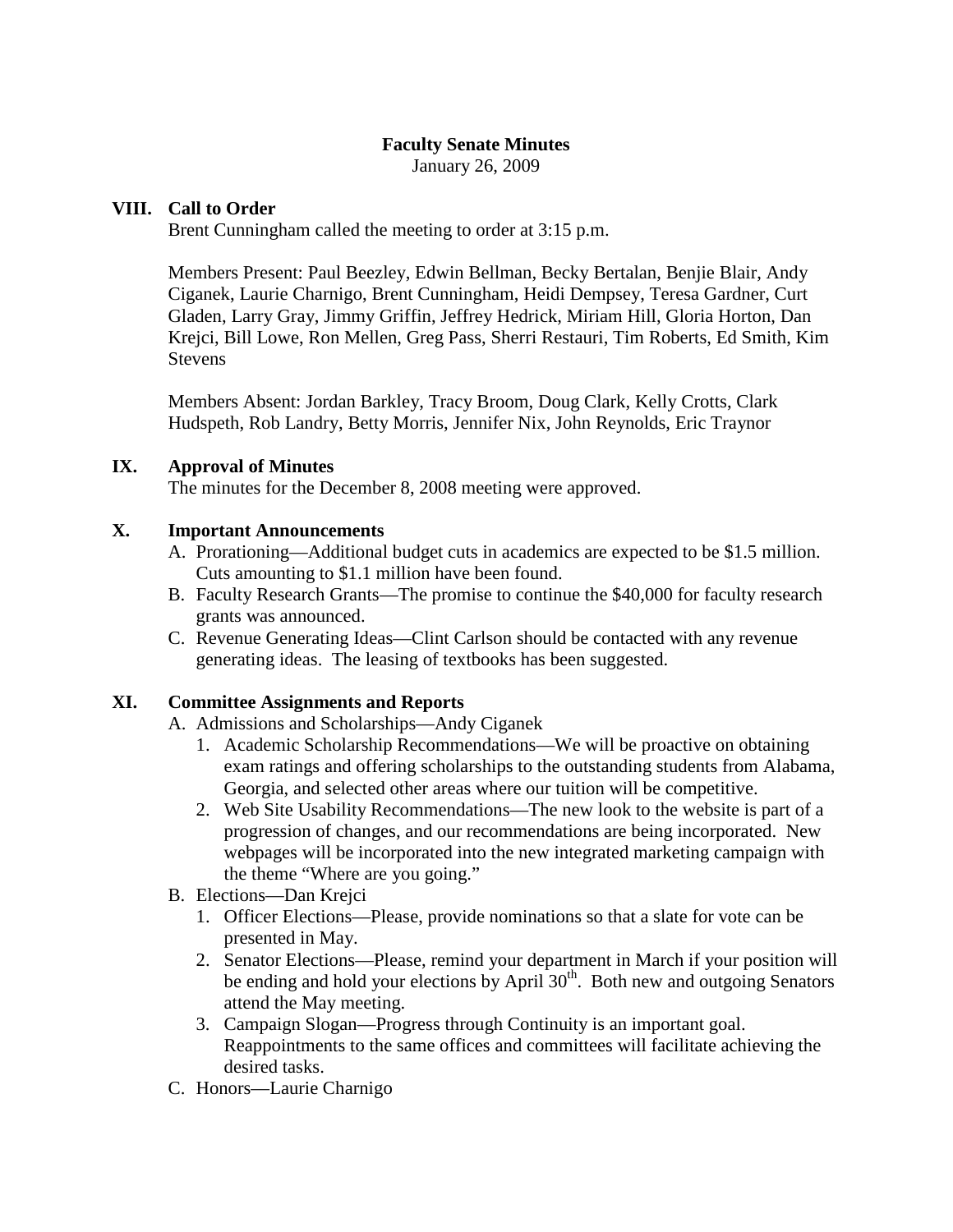# Faculty Senate Minutes

January 26, 2009

## VIII. Call to Order

Brent Cunningham called the meeting to order at 3:15 p.m.

Members Present: Paul Beezley, Edwin Bellman, Becky Bertalan, Benjie Blair, Andy Ciganek, Laurie Charnigo, Brent Cunningham, Heidi Dempsey, Teresa Gardner, Curt Gladen, Larry Gray, Jimmy Griffin, Jeffrey Hedrick, Miriam Hill, Gloria Horton, Dan Krejci, Bill Lowe, Ron Mellen, Greg Pass, Sherri Restauri, Tim Roberts, Ed Smith, Kim Stevens

Members Absent: Jordan Barkley, Tracy Broom, Doug Clark, Kelly Crotts, Clark Hudspeth, Rob Landry, Betty Morris, Jennifer Nix, John Reynolds, Eric Traynor

## IX. Approval of Minutes

The minutes for the December 8, 2008 meeting were approved.

## X. Important Announcements

A. Prorationing—Additional budget cuts in academics are expected to be $1.5 million. Cuts amounting to $1.1 million have been found.

B. Faculty Research Grants—The promise to continue the $40,000 for faculty research grants was announced.

C. Revenue Generating Ideas—Clint Carlson should be contacted with any revenue generating ideas. The leasing of textbooks has been suggested.

## XI. Committee Assignments and Reports

A. Admissions and Scholarships—Andy Ciganek

1. Academic Scholarship Recommendations—We will be proactive on obtaining exam ratings and offering scholarships to the outstanding students from Alabama, Georgia, and selected other areas where our tuition will be competitive.
2. Web Site Usability Recommendations—The new look to the website is part of a progression of changes, and our recommendations are being incorporated. New webpages will be incorporated into the new integrated marketing campaign with the theme “Where are you going.”

B. Elections—Dan Krejci

1. Officer Elections—Please, provide nominations so that a slate for vote can be presented in May.
2. Senator Elections—Please, remind your department in March if your position will be ending and hold your elections by April 30th. Both new and outgoing Senators attend the May meeting.
3. Campaign Slogan—Progress through Continuity is an important goal. Reappointments to the same offices and committees will facilitate achieving the desired tasks.

C. Honors—Laurie Charnigo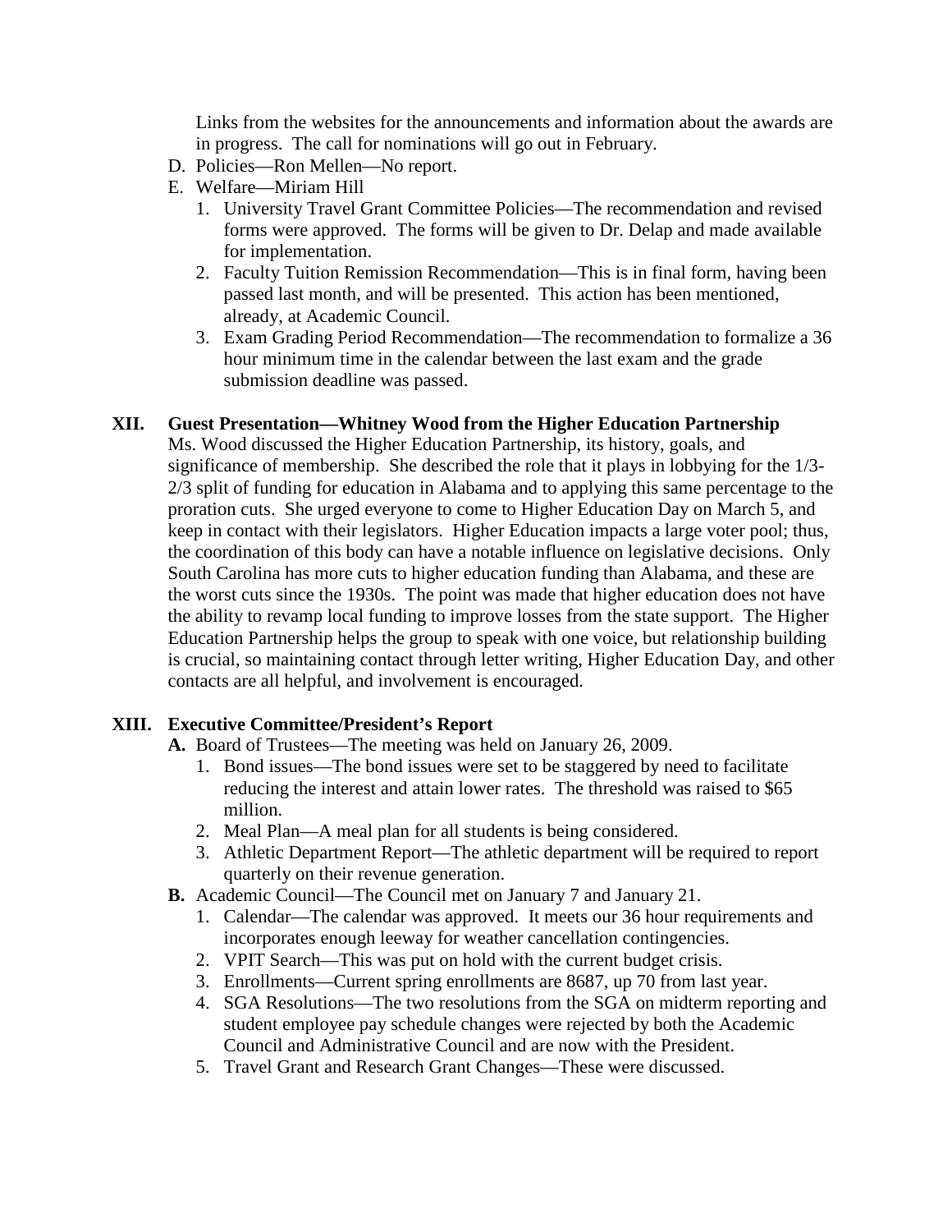Links from the websites for the announcements and information about the awards are in progress. The call for nominations will go out in February.

D. Policies—Ron Mellen—No report.

E. Welfare—Miriam Hill

1. University Travel Grant Committee Policies—The recommendation and revised forms were approved. The forms will be given to Dr. Delap and made available for implementation.
2. Faculty Tuition Remission Recommendation—This is in final form, having been passed last month, and will be presented. This action has been mentioned, already, at Academic Council.
3. Exam Grading Period Recommendation—The recommendation to formalize a 36 hour minimum time in the calendar between the last exam and the grade submission deadline was passed.

**XII. Guest Presentation—Whitney Wood from the Higher Education Partnership**

Ms. Wood discussed the Higher Education Partnership, its history, goals, and significance of membership. She described the role that it plays in lobbying for the 1/3-2/3 split of funding for education in Alabama and to applying this same percentage to the proration cuts. She urged everyone to come to Higher Education Day on March 5, and keep in contact with their legislators. Higher Education impacts a large voter pool; thus, the coordination of this body can have a notable influence on legislative decisions. Only South Carolina has more cuts to higher education funding than Alabama, and these are the worst cuts since the 1930s. The point was made that higher education does not have the ability to revamp local funding to improve losses from the state support. The Higher Education Partnership helps the group to speak with one voice, but relationship building is crucial, so maintaining contact through letter writing, Higher Education Day, and other contacts are all helpful, and involvement is encouraged.

**XIII. Executive Committee/President's Report**

**A.** Board of Trustees—The meeting was held on January 26, 2009.

1. Bond issues—The bond issues were set to be staggered by need to facilitate reducing the interest and attain lower rates. The threshold was raised to $65 million.
2. Meal Plan—A meal plan for all students is being considered.
3. Athletic Department Report—The athletic department will be required to report quarterly on their revenue generation.

**B.** Academic Council—The Council met on January 7 and January 21.

1. Calendar—The calendar was approved. It meets our 36 hour requirements and incorporates enough leeway for weather cancellation contingencies.
2. VPIT Search—This was put on hold with the current budget crisis.
3. Enrollments—Current spring enrollments are 8687, up 70 from last year.
4. SGA Resolutions—The two resolutions from the SGA on midterm reporting and student employee pay schedule changes were rejected by both the Academic Council and Administrative Council and are now with the President.
5. Travel Grant and Research Grant Changes—These were discussed.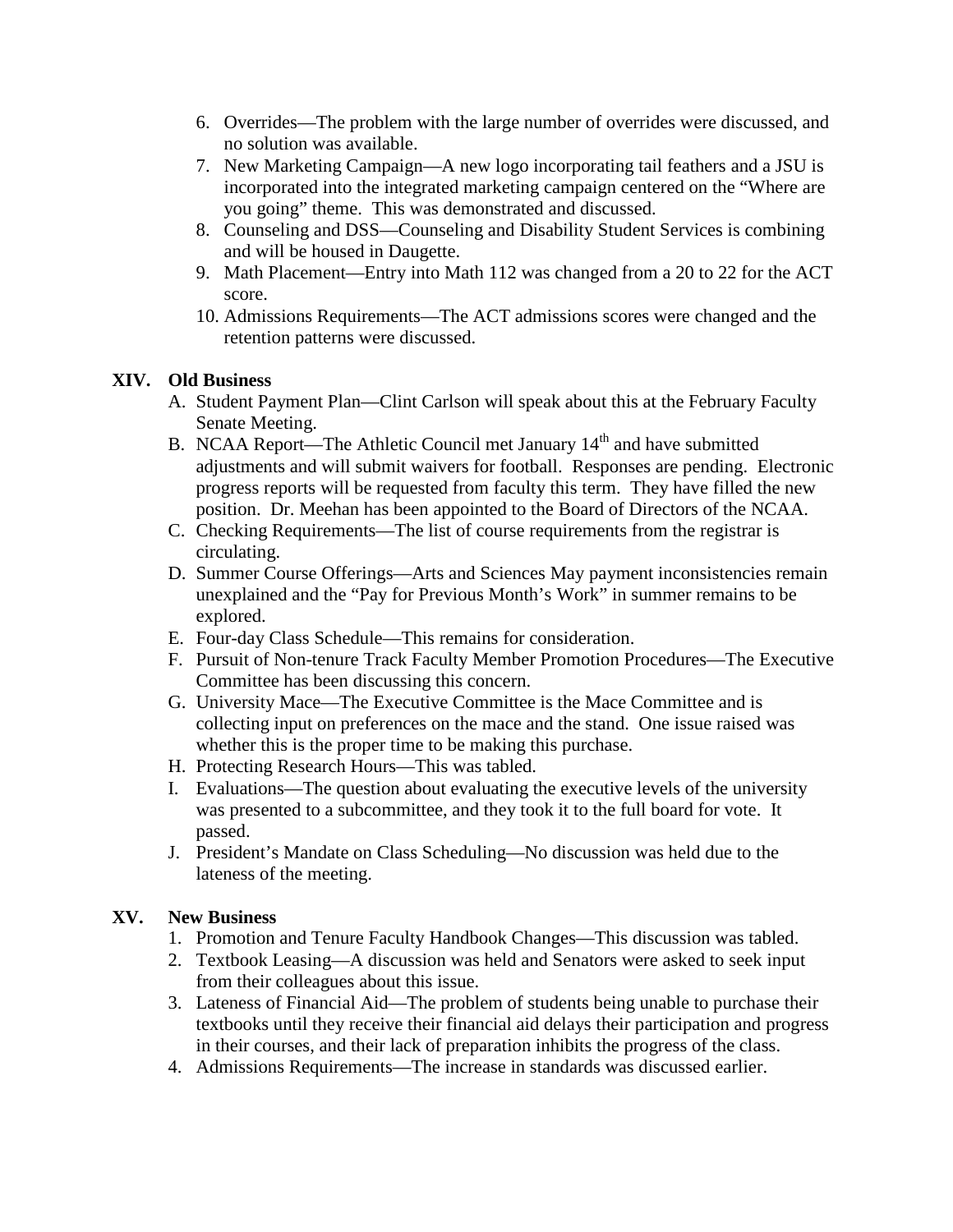6. Overrides—The problem with the large number of overrides were discussed, and no solution was available.
7. New Marketing Campaign—A new logo incorporating tail feathers and a JSU is incorporated into the integrated marketing campaign centered on the "Where are you going" theme. This was demonstrated and discussed.
8. Counseling and DSS—Counseling and Disability Student Services is combining and will be housed in Daugette.
9. Math Placement—Entry into Math 112 was changed from a 20 to 22 for the ACT score.
10. Admissions Requirements—The ACT admissions scores were changed and the retention patterns were discussed.

## XIV. Old Business

A. Student Payment Plan—Clint Carlson will speak about this at the February Faculty Senate Meeting.
B. NCAA Report—The Athletic Council met January 14th and have submitted adjustments and will submit waivers for football. Responses are pending. Electronic progress reports will be requested from faculty this term. They have filled the new position. Dr. Meehan has been appointed to the Board of Directors of the NCAA.
C. Checking Requirements—The list of course requirements from the registrar is circulating.
D. Summer Course Offerings—Arts and Sciences May payment inconsistencies remain unexplained and the "Pay for Previous Month's Work" in summer remains to be explored.
E. Four-day Class Schedule—This remains for consideration.
F. Pursuit of Non-tenure Track Faculty Member Promotion Procedures—The Executive Committee has been discussing this concern.
G. University Mace—The Executive Committee is the Mace Committee and is collecting input on preferences on the mace and the stand. One issue raised was whether this is the proper time to be making this purchase.
H. Protecting Research Hours—This was tabled.
I. Evaluations—The question about evaluating the executive levels of the university was presented to a subcommittee, and they took it to the full board for vote. It passed.
J. President's Mandate on Class Scheduling—No discussion was held due to the lateness of the meeting.

## XV. New Business

1. Promotion and Tenure Faculty Handbook Changes—This discussion was tabled.
2. Textbook Leasing—A discussion was held and Senators were asked to seek input from their colleagues about this issue.
3. Lateness of Financial Aid—The problem of students being unable to purchase their textbooks until they receive their financial aid delays their participation and progress in their courses, and their lack of preparation inhibits the progress of the class.
4. Admissions Requirements—The increase in standards was discussed earlier.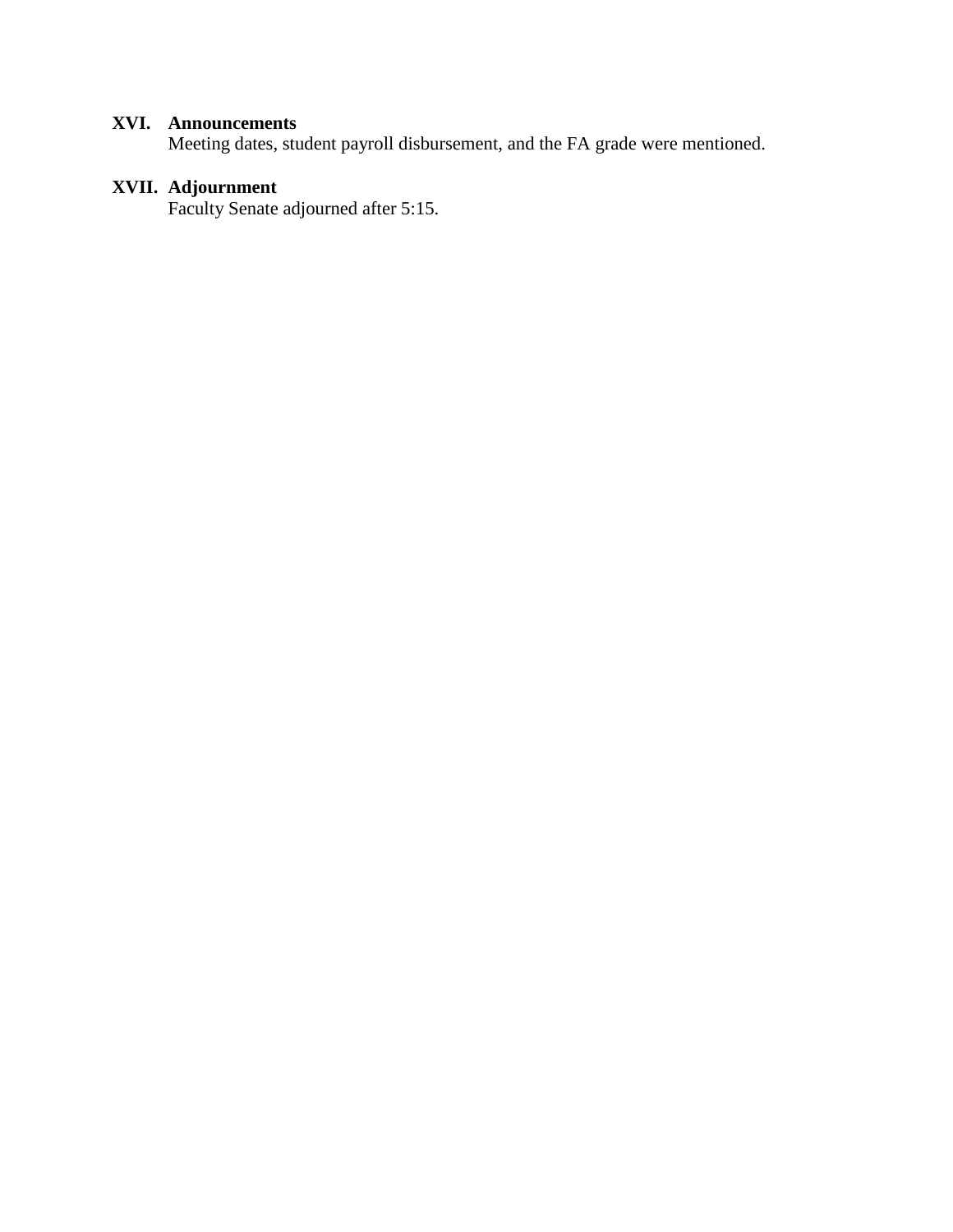**XVI. Announcements**

Meeting dates, student payroll disbursement, and the FA grade were mentioned.

**XVII. Adjournment**

Faculty Senate adjourned after 5:15.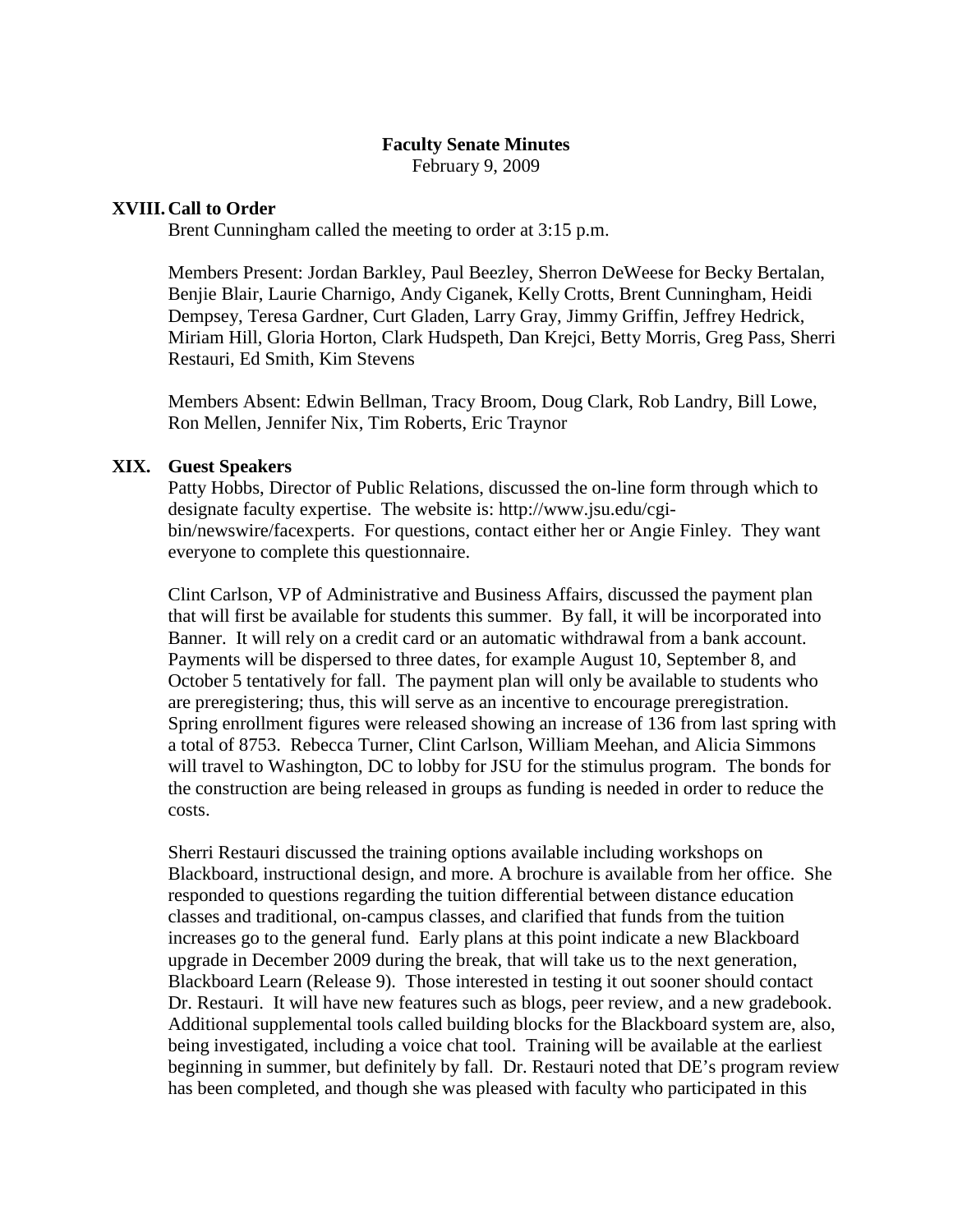**Faculty Senate Minutes**
February 9, 2009

## XVIII. Call to Order

Brent Cunningham called the meeting to order at 3:15 p.m.

Members Present: Jordan Barkley, Paul Beezley, Sherron DeWeese for Becky Bertalan, Benjie Blair, Laurie Charnigo, Andy Ciganek, Kelly Crotts, Brent Cunningham, Heidi Dempsey, Teresa Gardner, Curt Gladen, Larry Gray, Jimmy Griffin, Jeffrey Hedrick, Miriam Hill, Gloria Horton, Clark Hudspeth, Dan Krejci, Betty Morris, Greg Pass, Sherri Restauri, Ed Smith, Kim Stevens

Members Absent: Edwin Bellman, Tracy Broom, Doug Clark, Rob Landry, Bill Lowe, Ron Mellen, Jennifer Nix, Tim Roberts, Eric Traynor

## XIX. Guest Speakers

Patty Hobbs, Director of Public Relations, discussed the on-line form through which to designate faculty expertise. The website is: http://www.jsu.edu/cgi-bin/newswire/facexperts. For questions, contact either her or Angie Finley. They want everyone to complete this questionnaire.

Clint Carlson, VP of Administrative and Business Affairs, discussed the payment plan that will first be available for students this summer. By fall, it will be incorporated into Banner. It will rely on a credit card or an automatic withdrawal from a bank account. Payments will be dispersed to three dates, for example August 10, September 8, and October 5 tentatively for fall. The payment plan will only be available to students who are preregistering; thus, this will serve as an incentive to encourage preregistration. Spring enrollment figures were released showing an increase of 136 from last spring with a total of 8753. Rebecca Turner, Clint Carlson, William Meehan, and Alicia Simmons will travel to Washington, DC to lobby for JSU for the stimulus program. The bonds for the construction are being released in groups as funding is needed in order to reduce the costs.

Sherri Restauri discussed the training options available including workshops on Blackboard, instructional design, and more. A brochure is available from her office. She responded to questions regarding the tuition differential between distance education classes and traditional, on-campus classes, and clarified that funds from the tuition increases go to the general fund. Early plans at this point indicate a new Blackboard upgrade in December 2009 during the break, that will take us to the next generation, Blackboard Learn (Release 9). Those interested in testing it out sooner should contact Dr. Restauri. It will have new features such as blogs, peer review, and a new gradebook. Additional supplemental tools called building blocks for the Blackboard system are, also, being investigated, including a voice chat tool. Training will be available at the earliest beginning in summer, but definitely by fall. Dr. Restauri noted that DE's program review has been completed, and though she was pleased with faculty who participated in this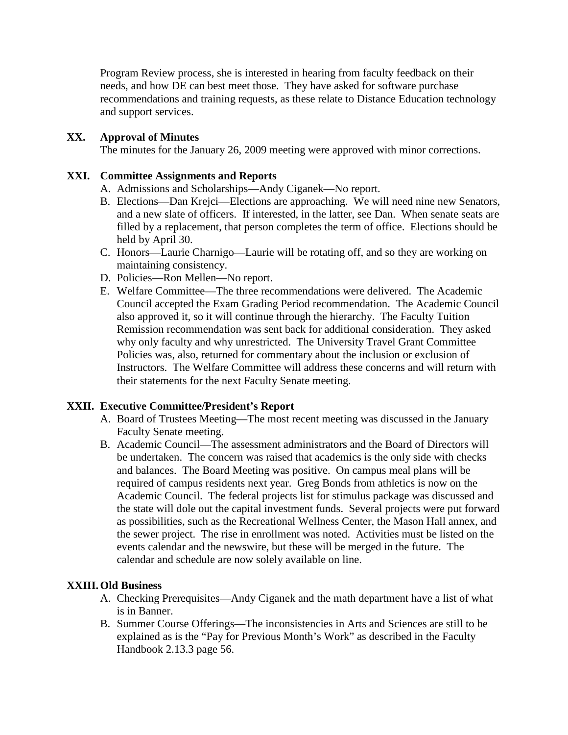Program Review process, she is interested in hearing from faculty feedback on their needs, and how DE can best meet those. They have asked for software purchase recommendations and training requests, as these relate to Distance Education technology and support services.

**XX. Approval of Minutes**

The minutes for the January 26, 2009 meeting were approved with minor corrections.

**XXI. Committee Assignments and Reports**

A. Admissions and Scholarships—Andy Ciganek—No report.

B. Elections—Dan Krejci—Elections are approaching. We will need nine new Senators, and a new slate of officers. If interested, in the latter, see Dan. When senate seats are filled by a replacement, that person completes the term of office. Elections should be held by April 30.

C. Honors—Laurie Charnigo—Laurie will be rotating off, and so they are working on maintaining consistency.

D. Policies—Ron Mellen—No report.

E. Welfare Committee—The three recommendations were delivered. The Academic Council accepted the Exam Grading Period recommendation. The Academic Council also approved it, so it will continue through the hierarchy. The Faculty Tuition Remission recommendation was sent back for additional consideration. They asked why only faculty and why unrestricted. The University Travel Grant Committee Policies was, also, returned for commentary about the inclusion or exclusion of Instructors. The Welfare Committee will address these concerns and will return with their statements for the next Faculty Senate meeting.

**XXII. Executive Committee/President's Report**

A. Board of Trustees Meeting—The most recent meeting was discussed in the January Faculty Senate meeting.

B. Academic Council—The assessment administrators and the Board of Directors will be undertaken. The concern was raised that academics is the only side with checks and balances. The Board Meeting was positive. On campus meal plans will be required of campus residents next year. Greg Bonds from athletics is now on the Academic Council. The federal projects list for stimulus package was discussed and the state will dole out the capital investment funds. Several projects were put forward as possibilities, such as the Recreational Wellness Center, the Mason Hall annex, and the sewer project. The rise in enrollment was noted. Activities must be listed on the events calendar and the newswire, but these will be merged in the future. The calendar and schedule are now solely available on line.

**XXIII. Old Business**

A. Checking Prerequisites—Andy Ciganek and the math department have a list of what is in Banner.

B. Summer Course Offerings—The inconsistencies in Arts and Sciences are still to be explained as is the "Pay for Previous Month's Work" as described in the Faculty Handbook 2.13.3 page 56.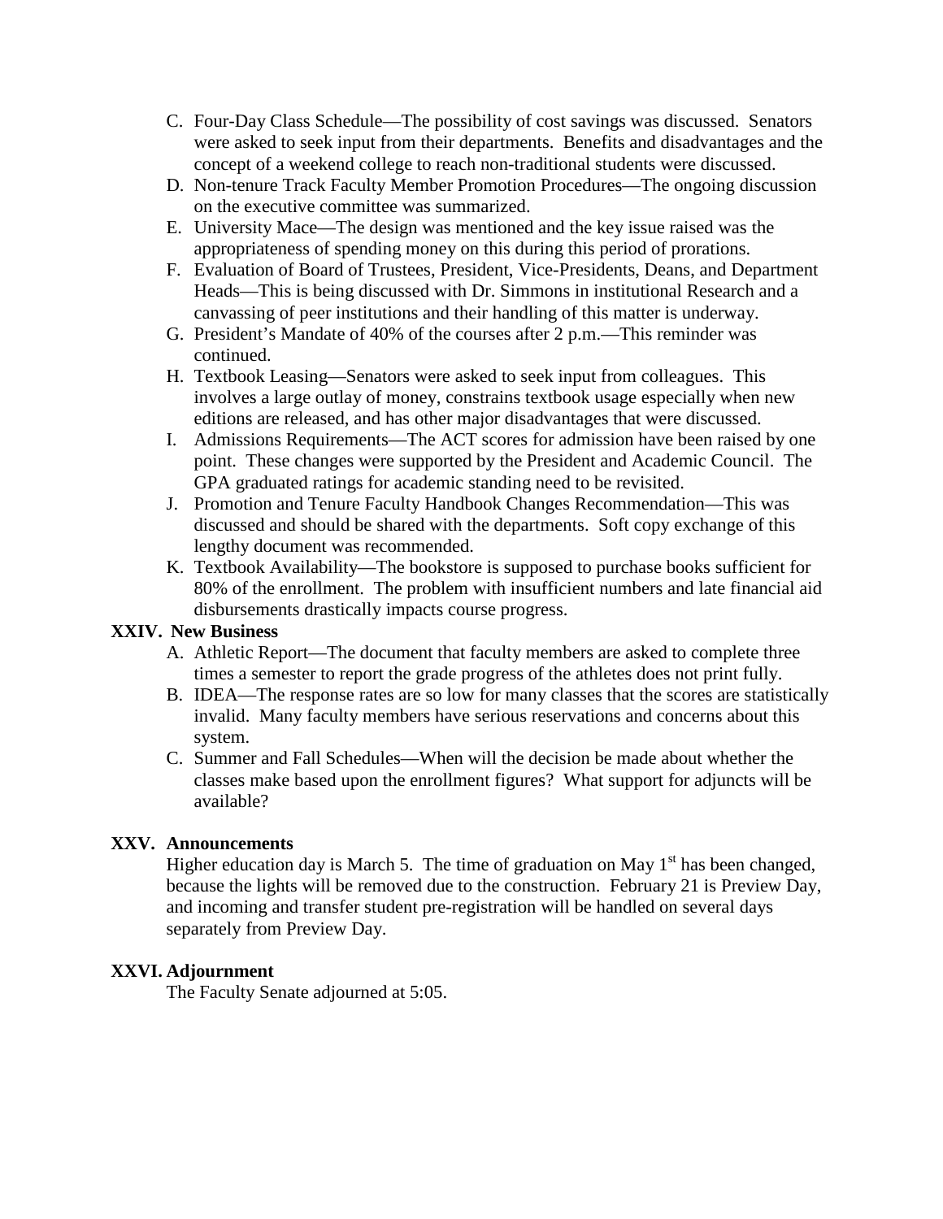C. Four-Day Class Schedule—The possibility of cost savings was discussed. Senators were asked to seek input from their departments. Benefits and disadvantages and the concept of a weekend college to reach non-traditional students were discussed.
D. Non-tenure Track Faculty Member Promotion Procedures—The ongoing discussion on the executive committee was summarized.
E. University Mace—The design was mentioned and the key issue raised was the appropriateness of spending money on this during this period of prorations.
F. Evaluation of Board of Trustees, President, Vice-Presidents, Deans, and Department Heads—This is being discussed with Dr. Simmons in institutional Research and a canvassing of peer institutions and their handling of this matter is underway.
G. President's Mandate of 40% of the courses after 2 p.m.—This reminder was continued.
H. Textbook Leasing—Senators were asked to seek input from colleagues. This involves a large outlay of money, constrains textbook usage especially when new editions are released, and has other major disadvantages that were discussed.
I. Admissions Requirements—The ACT scores for admission have been raised by one point. These changes were supported by the President and Academic Council. The GPA graduated ratings for academic standing need to be revisited.
J. Promotion and Tenure Faculty Handbook Changes Recommendation—This was discussed and should be shared with the departments. Soft copy exchange of this lengthy document was recommended.
K. Textbook Availability—The bookstore is supposed to purchase books sufficient for 80% of the enrollment. The problem with insufficient numbers and late financial aid disbursements drastically impacts course progress.

**XXIV. New Business**

A. Athletic Report—The document that faculty members are asked to complete three times a semester to report the grade progress of the athletes does not print fully.
B. IDEA—The response rates are so low for many classes that the scores are statistically invalid. Many faculty members have serious reservations and concerns about this system.
C. Summer and Fall Schedules—When will the decision be made about whether the classes make based upon the enrollment figures? What support for adjuncts will be available?

**XXV. Announcements**

Higher education day is March 5. The time of graduation on May 1st has been changed, because the lights will be removed due to the construction. February 21 is Preview Day, and incoming and transfer student pre-registration will be handled on several days separately from Preview Day.

**XXVI. Adjournment**

The Faculty Senate adjourned at 5:05.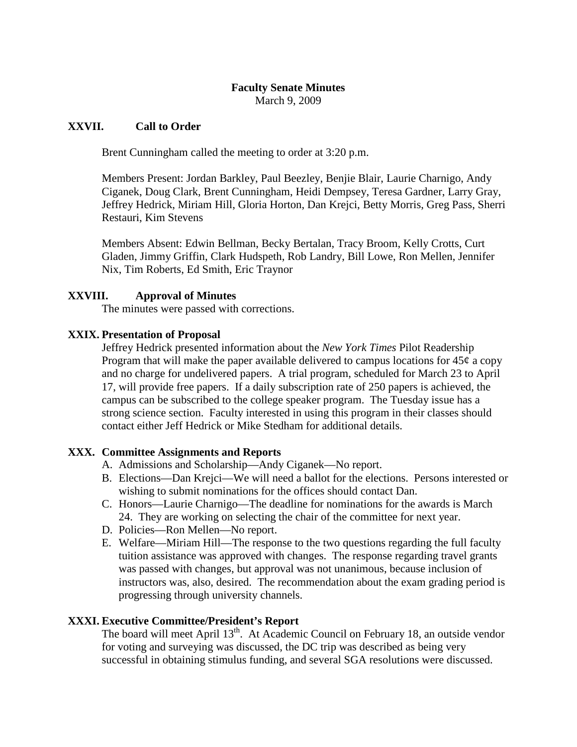**Faculty Senate Minutes**
March 9, 2009

## XXVII. Call to Order

Brent Cunningham called the meeting to order at 3:20 p.m.

Members Present: Jordan Barkley, Paul Beezley, Benjie Blair, Laurie Charnigo, Andy Ciganek, Doug Clark, Brent Cunningham, Heidi Dempsey, Teresa Gardner, Larry Gray, Jeffrey Hedrick, Miriam Hill, Gloria Horton, Dan Krejci, Betty Morris, Greg Pass, Sherri Restauri, Kim Stevens

Members Absent: Edwin Bellman, Becky Bertalan, Tracy Broom, Kelly Crotts, Curt Gladen, Jimmy Griffin, Clark Hudspeth, Rob Landry, Bill Lowe, Ron Mellen, Jennifer Nix, Tim Roberts, Ed Smith, Eric Traynor

## XXVIII. Approval of Minutes

The minutes were passed with corrections.

## XXIX. Presentation of Proposal

Jeffrey Hedrick presented information about the *New York Times* Pilot Readership Program that will make the paper available delivered to campus locations for 45¢ a copy and no charge for undelivered papers. A trial program, scheduled for March 23 to April 17, will provide free papers. If a daily subscription rate of 250 papers is achieved, the campus can be subscribed to the college speaker program. The Tuesday issue has a strong science section. Faculty interested in using this program in their classes should contact either Jeff Hedrick or Mike Stedham for additional details.

## XXX. Committee Assignments and Reports

A. Admissions and Scholarship—Andy Ciganek—No report.
B. Elections—Dan Krejci—We will need a ballot for the elections. Persons interested or wishing to submit nominations for the offices should contact Dan.
C. Honors—Laurie Charnigo—The deadline for nominations for the awards is March 24. They are working on selecting the chair of the committee for next year.
D. Policies—Ron Mellen—No report.
E. Welfare—Miriam Hill—The response to the two questions regarding the full faculty tuition assistance was approved with changes. The response regarding travel grants was passed with changes, but approval was not unanimous, because inclusion of instructors was, also, desired. The recommendation about the exam grading period is progressing through university channels.

## XXXI. Executive Committee/President's Report

The board will meet April 13th. At Academic Council on February 18, an outside vendor for voting and surveying was discussed, the DC trip was described as being very successful in obtaining stimulus funding, and several SGA resolutions were discussed.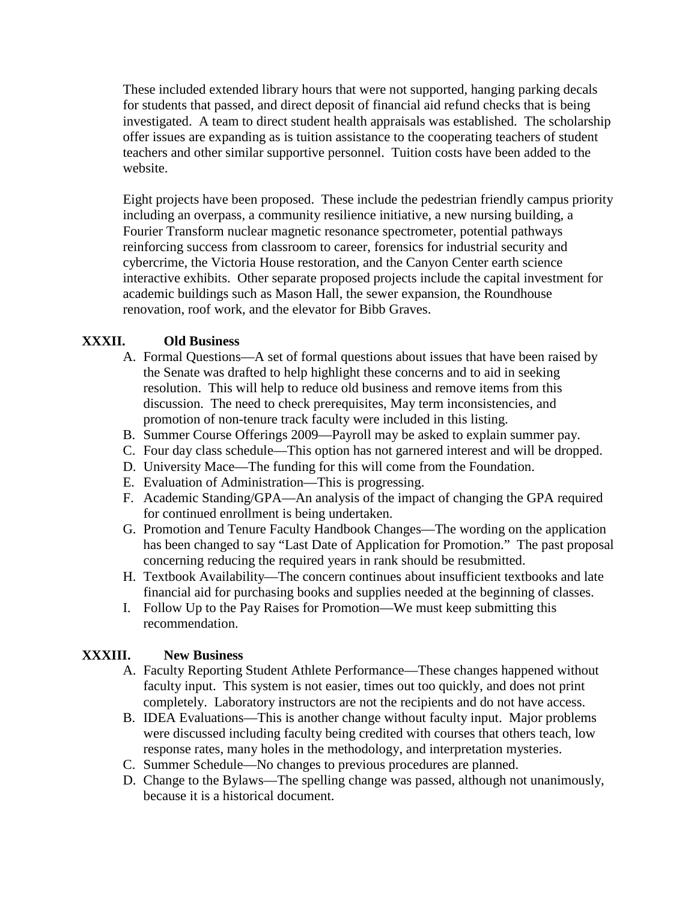These included extended library hours that were not supported, hanging parking decals for students that passed, and direct deposit of financial aid refund checks that is being investigated. A team to direct student health appraisals was established. The scholarship offer issues are expanding as is tuition assistance to the cooperating teachers of student teachers and other similar supportive personnel. Tuition costs have been added to the website.

Eight projects have been proposed. These include the pedestrian friendly campus priority including an overpass, a community resilience initiative, a new nursing building, a Fourier Transform nuclear magnetic resonance spectrometer, potential pathways reinforcing success from classroom to career, forensics for industrial security and cybercrime, the Victoria House restoration, and the Canyon Center earth science interactive exhibits. Other separate proposed projects include the capital investment for academic buildings such as Mason Hall, the sewer expansion, the Roundhouse renovation, roof work, and the elevator for Bibb Graves.

## XXXII. Old Business

A. Formal Questions—A set of formal questions about issues that have been raised by the Senate was drafted to help highlight these concerns and to aid in seeking resolution. This will help to reduce old business and remove items from this discussion. The need to check prerequisites, May term inconsistencies, and promotion of non-tenure track faculty were included in this listing.

B. Summer Course Offerings 2009—Payroll may be asked to explain summer pay.

C. Four day class schedule—This option has not garnered interest and will be dropped.

D. University Mace—The funding for this will come from the Foundation.

E. Evaluation of Administration—This is progressing.

F. Academic Standing/GPA—An analysis of the impact of changing the GPA required for continued enrollment is being undertaken.

G. Promotion and Tenure Faculty Handbook Changes—The wording on the application has been changed to say "Last Date of Application for Promotion." The past proposal concerning reducing the required years in rank should be resubmitted.

H. Textbook Availability—The concern continues about insufficient textbooks and late financial aid for purchasing books and supplies needed at the beginning of classes.

I. Follow Up to the Pay Raises for Promotion—We must keep submitting this recommendation.

## XXXIII. New Business

A. Faculty Reporting Student Athlete Performance—These changes happened without faculty input. This system is not easier, times out too quickly, and does not print completely. Laboratory instructors are not the recipients and do not have access.

B. IDEA Evaluations—This is another change without faculty input. Major problems were discussed including faculty being credited with courses that others teach, low response rates, many holes in the methodology, and interpretation mysteries.

C. Summer Schedule—No changes to previous procedures are planned.

D. Change to the Bylaws—The spelling change was passed, although not unanimously, because it is a historical document.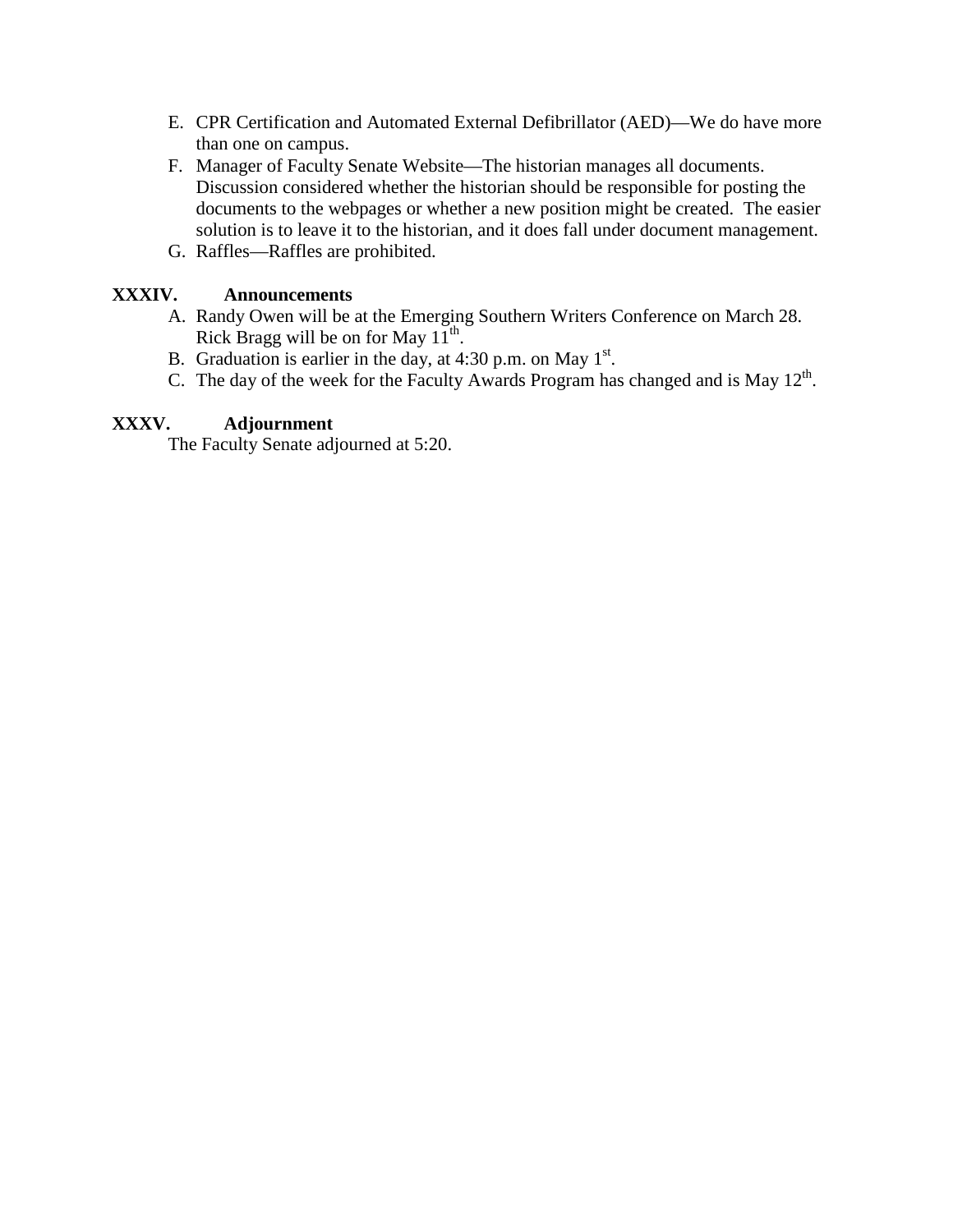E. CPR Certification and Automated External Defibrillator (AED)—We do have more than one on campus.
F. Manager of Faculty Senate Website—The historian manages all documents. Discussion considered whether the historian should be responsible for posting the documents to the webpages or whether a new position might be created. The easier solution is to leave it to the historian, and it does fall under document management.
G. Raffles—Raffles are prohibited.

## XXXIV. Announcements

A. Randy Owen will be at the Emerging Southern Writers Conference on March 28. Rick Bragg will be on for May 11th.
B. Graduation is earlier in the day, at 4:30 p.m. on May 1st.
C. The day of the week for the Faculty Awards Program has changed and is May 12th.

## XXXV. Adjournment

The Faculty Senate adjourned at 5:20.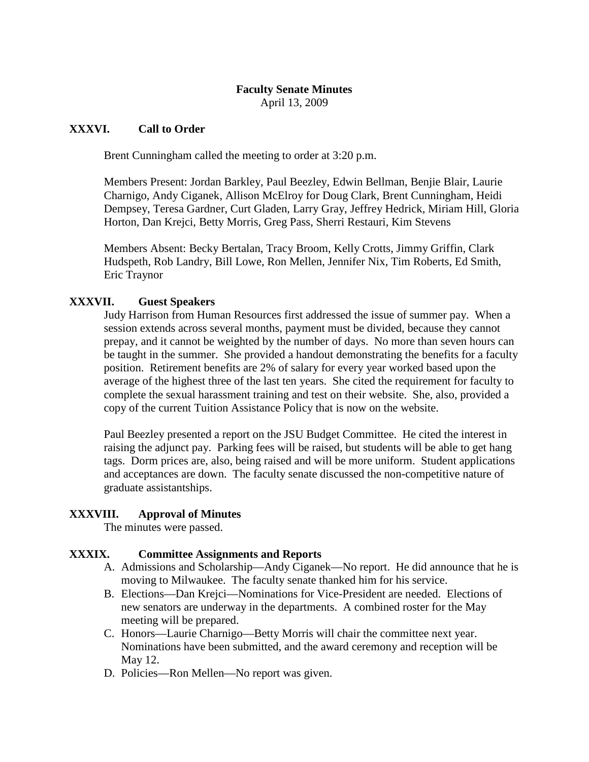# Faculty Senate Minutes

April 13, 2009

## XXXVI. Call to Order

Brent Cunningham called the meeting to order at 3:20 p.m.

Members Present: Jordan Barkley, Paul Beezley, Edwin Bellman, Benjie Blair, Laurie Charnigo, Andy Ciganek, Allison McElroy for Doug Clark, Brent Cunningham, Heidi Dempsey, Teresa Gardner, Curt Gladen, Larry Gray, Jeffrey Hedrick, Miriam Hill, Gloria Horton, Dan Krejci, Betty Morris, Greg Pass, Sherri Restauri, Kim Stevens

Members Absent: Becky Bertalan, Tracy Broom, Kelly Crotts, Jimmy Griffin, Clark Hudspeth, Rob Landry, Bill Lowe, Ron Mellen, Jennifer Nix, Tim Roberts, Ed Smith, Eric Traynor

## XXXVII. Guest Speakers

Judy Harrison from Human Resources first addressed the issue of summer pay. When a session extends across several months, payment must be divided, because they cannot prepay, and it cannot be weighted by the number of days. No more than seven hours can be taught in the summer. She provided a handout demonstrating the benefits for a faculty position. Retirement benefits are 2% of salary for every year worked based upon the average of the highest three of the last ten years. She cited the requirement for faculty to complete the sexual harassment training and test on their website. She, also, provided a copy of the current Tuition Assistance Policy that is now on the website.

Paul Beezley presented a report on the JSU Budget Committee. He cited the interest in raising the adjunct pay. Parking fees will be raised, but students will be able to get hang tags. Dorm prices are, also, being raised and will be more uniform. Student applications and acceptances are down. The faculty senate discussed the non-competitive nature of graduate assistantships.

## XXXVIII. Approval of Minutes

The minutes were passed.

## XXXIX. Committee Assignments and Reports

A. Admissions and Scholarship—Andy Ciganek—No report. He did announce that he is moving to Milwaukee. The faculty senate thanked him for his service.
B. Elections—Dan Krejci—Nominations for Vice-President are needed. Elections of new senators are underway in the departments. A combined roster for the May meeting will be prepared.
C. Honors—Laurie Charnigo—Betty Morris will chair the committee next year. Nominations have been submitted, and the award ceremony and reception will be May 12.
D. Policies—Ron Mellen—No report was given.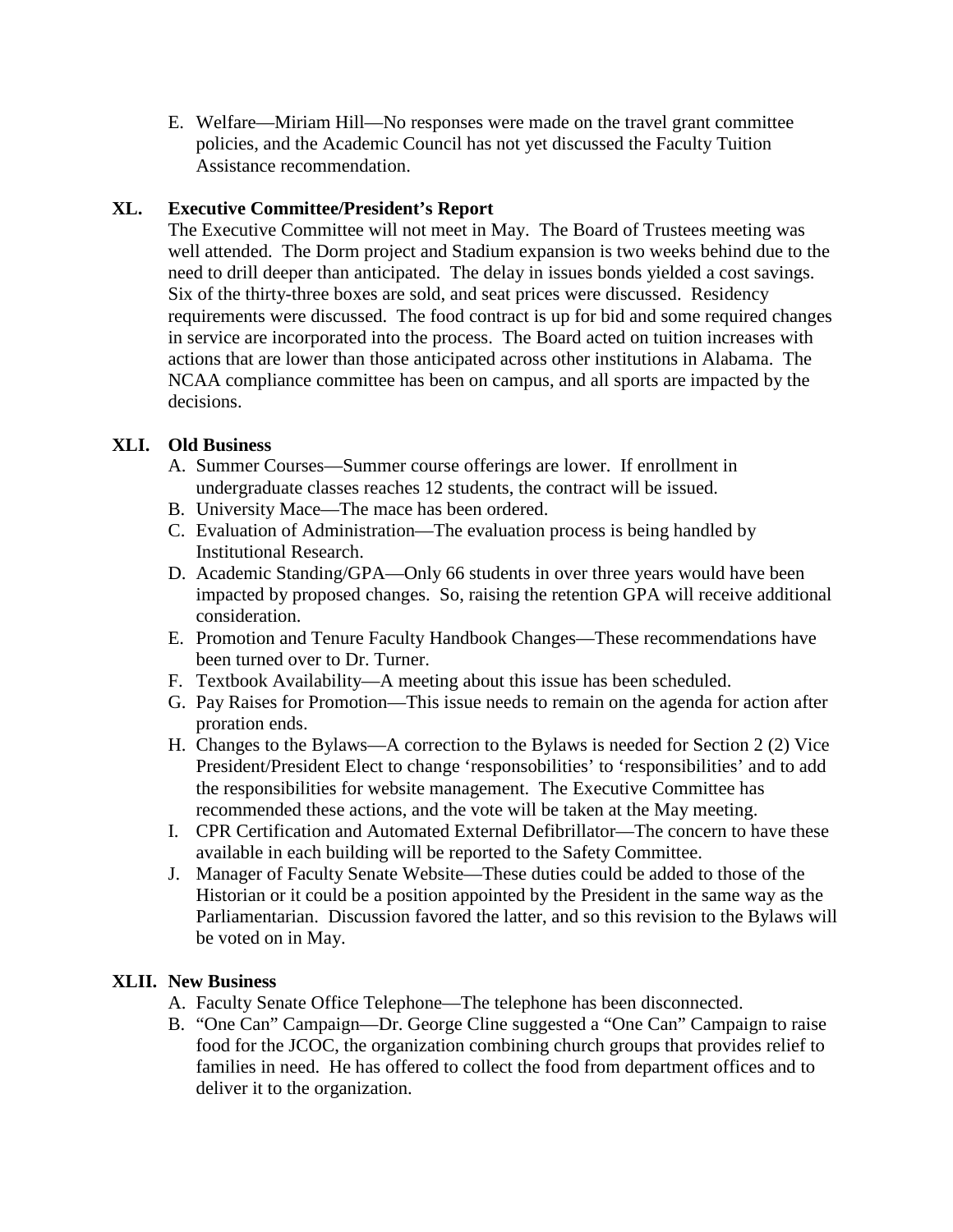E. Welfare—Miriam Hill—No responses were made on the travel grant committee policies, and the Academic Council has not yet discussed the Faculty Tuition Assistance recommendation.

## XL. Executive Committee/President's Report

The Executive Committee will not meet in May. The Board of Trustees meeting was well attended. The Dorm project and Stadium expansion is two weeks behind due to the need to drill deeper than anticipated. The delay in issues bonds yielded a cost savings. Six of the thirty-three boxes are sold, and seat prices were discussed. Residency requirements were discussed. The food contract is up for bid and some required changes in service are incorporated into the process. The Board acted on tuition increases with actions that are lower than those anticipated across other institutions in Alabama. The NCAA compliance committee has been on campus, and all sports are impacted by the decisions.

## XLI. Old Business

A. Summer Courses—Summer course offerings are lower. If enrollment in undergraduate classes reaches 12 students, the contract will be issued.

B. University Mace—The mace has been ordered.

C. Evaluation of Administration—The evaluation process is being handled by Institutional Research.

D. Academic Standing/GPA—Only 66 students in over three years would have been impacted by proposed changes. So, raising the retention GPA will receive additional consideration.

E. Promotion and Tenure Faculty Handbook Changes—These recommendations have been turned over to Dr. Turner.

F. Textbook Availability—A meeting about this issue has been scheduled.

G. Pay Raises for Promotion—This issue needs to remain on the agenda for action after proration ends.

H. Changes to the Bylaws—A correction to the Bylaws is needed for Section 2 (2) Vice President/President Elect to change 'responsobilities' to 'responsibilities' and to add the responsibilities for website management. The Executive Committee has recommended these actions, and the vote will be taken at the May meeting.

I. CPR Certification and Automated External Defibrillator—The concern to have these available in each building will be reported to the Safety Committee.

J. Manager of Faculty Senate Website—These duties could be added to those of the Historian or it could be a position appointed by the President in the same way as the Parliamentarian. Discussion favored the latter, and so this revision to the Bylaws will be voted on in May.

## XLII. New Business

A. Faculty Senate Office Telephone—The telephone has been disconnected.

B. "One Can" Campaign—Dr. George Cline suggested a "One Can" Campaign to raise food for the JCOC, the organization combining church groups that provides relief to families in need. He has offered to collect the food from department offices and to deliver it to the organization.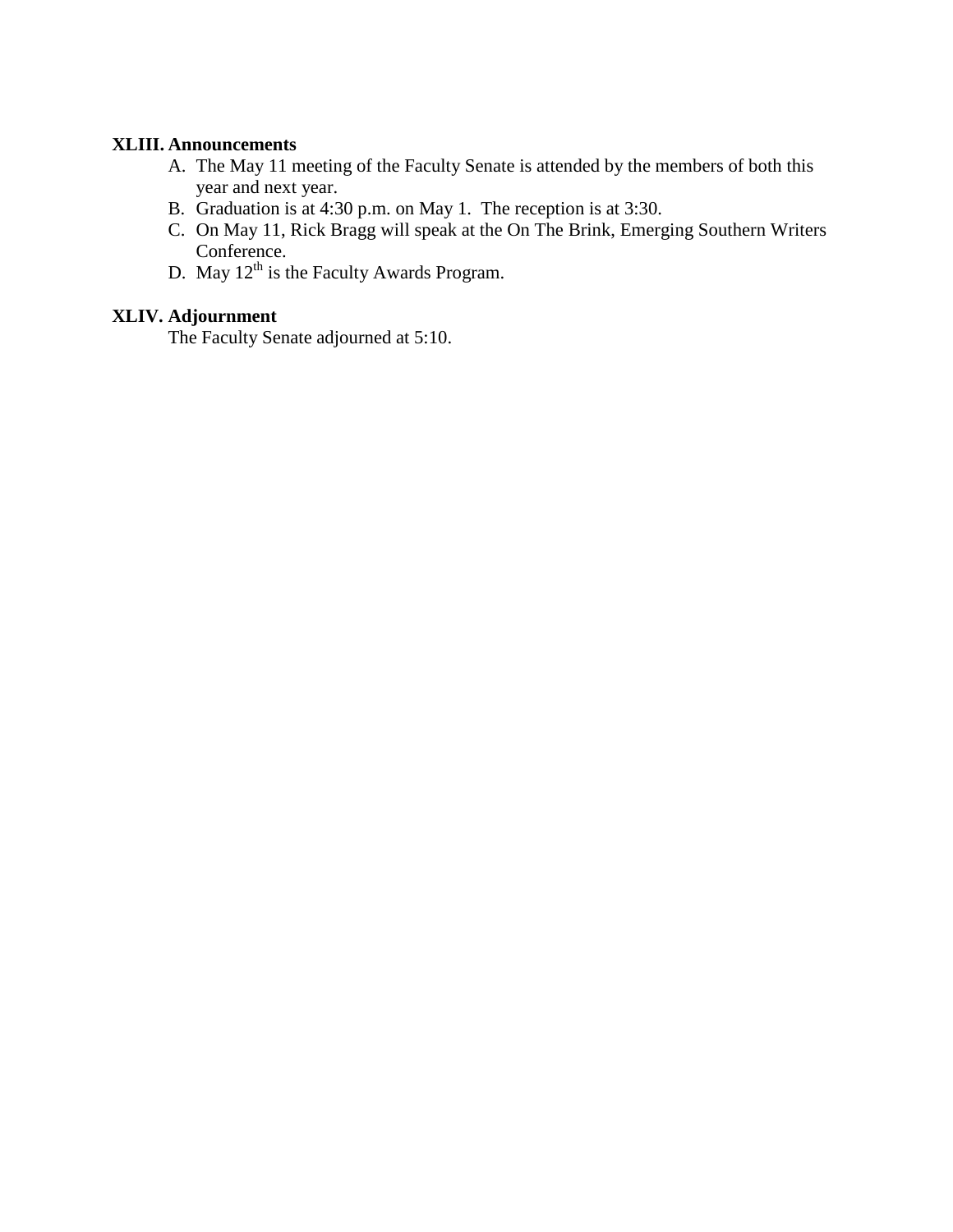**XLIII. Announcements**

A. The May 11 meeting of the Faculty Senate is attended by the members of both this year and next year.
B. Graduation is at 4:30 p.m. on May 1. The reception is at 3:30.
C. On May 11, Rick Bragg will speak at the On The Brink, Emerging Southern Writers Conference.
D. May 12th is the Faculty Awards Program.

**XLIV. Adjournment**

The Faculty Senate adjourned at 5:10.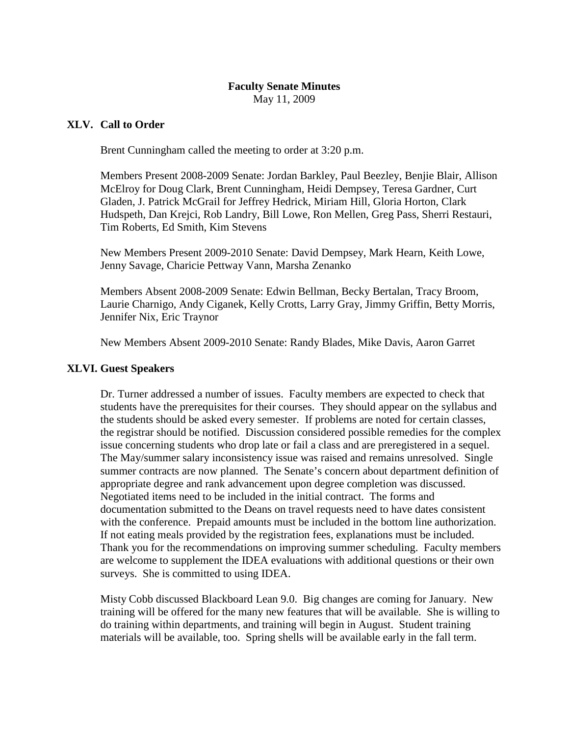# Faculty Senate Minutes

May 11, 2009

## XLV. Call to Order

Brent Cunningham called the meeting to order at 3:20 p.m.

Members Present 2008-2009 Senate: Jordan Barkley, Paul Beezley, Benjie Blair, Allison McElroy for Doug Clark, Brent Cunningham, Heidi Dempsey, Teresa Gardner, Curt Gladen, J. Patrick McGrail for Jeffrey Hedrick, Miriam Hill, Gloria Horton, Clark Hudspeth, Dan Krejci, Rob Landry, Bill Lowe, Ron Mellen, Greg Pass, Sherri Restauri, Tim Roberts, Ed Smith, Kim Stevens

New Members Present 2009-2010 Senate: David Dempsey, Mark Hearn, Keith Lowe, Jenny Savage, Charicie Pettway Vann, Marsha Zenanko

Members Absent 2008-2009 Senate: Edwin Bellman, Becky Bertalan, Tracy Broom, Laurie Charnigo, Andy Ciganek, Kelly Crotts, Larry Gray, Jimmy Griffin, Betty Morris, Jennifer Nix, Eric Traynor

New Members Absent 2009-2010 Senate: Randy Blades, Mike Davis, Aaron Garret

## XLVI. Guest Speakers

Dr. Turner addressed a number of issues. Faculty members are expected to check that students have the prerequisites for their courses. They should appear on the syllabus and the students should be asked every semester. If problems are noted for certain classes, the registrar should be notified. Discussion considered possible remedies for the complex issue concerning students who drop late or fail a class and are preregistered in a sequel. The May/summer salary inconsistency issue was raised and remains unresolved. Single summer contracts are now planned. The Senate's concern about department definition of appropriate degree and rank advancement upon degree completion was discussed. Negotiated items need to be included in the initial contract. The forms and documentation submitted to the Deans on travel requests need to have dates consistent with the conference. Prepaid amounts must be included in the bottom line authorization. If not eating meals provided by the registration fees, explanations must be included. Thank you for the recommendations on improving summer scheduling. Faculty members are welcome to supplement the IDEA evaluations with additional questions or their own surveys. She is committed to using IDEA.

Misty Cobb discussed Blackboard Lean 9.0. Big changes are coming for January. New training will be offered for the many new features that will be available. She is willing to do training within departments, and training will begin in August. Student training materials will be available, too. Spring shells will be available early in the fall term.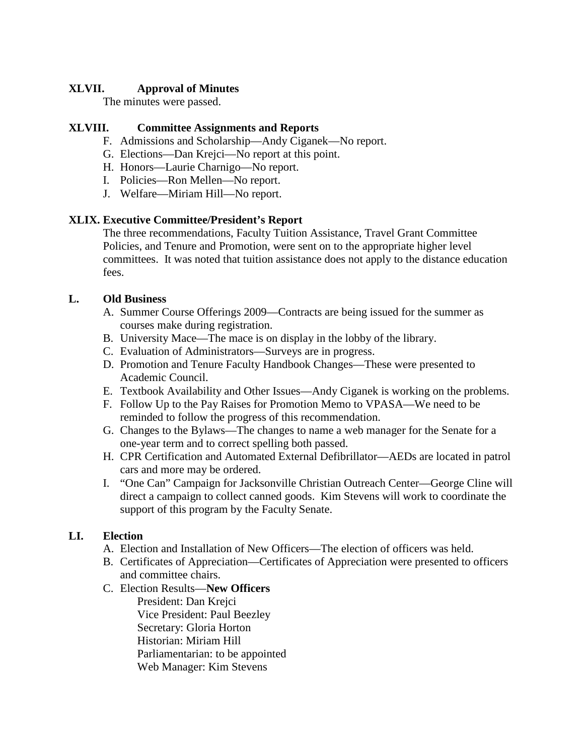**XLVII. Approval of Minutes**

The minutes were passed.

**XLVIII. Committee Assignments and Reports**

F. Admissions and Scholarship—Andy Ciganek—No report.
G. Elections—Dan Krejci—No report at this point.
H. Honors—Laurie Charnigo—No report.
I. Policies—Ron Mellen—No report.
J. Welfare—Miriam Hill—No report.

**XLIX. Executive Committee/President's Report**

The three recommendations, Faculty Tuition Assistance, Travel Grant Committee Policies, and Tenure and Promotion, were sent on to the appropriate higher level committees. It was noted that tuition assistance does not apply to the distance education fees.

**L. Old Business**

A. Summer Course Offerings 2009—Contracts are being issued for the summer as courses make during registration.
B. University Mace—The mace is on display in the lobby of the library.
C. Evaluation of Administrators—Surveys are in progress.
D. Promotion and Tenure Faculty Handbook Changes—These were presented to Academic Council.
E. Textbook Availability and Other Issues—Andy Ciganek is working on the problems.
F. Follow Up to the Pay Raises for Promotion Memo to VPASA—We need to be reminded to follow the progress of this recommendation.
G. Changes to the Bylaws—The changes to name a web manager for the Senate for a one-year term and to correct spelling both passed.
H. CPR Certification and Automated External Defibrillator—AEDs are located in patrol cars and more may be ordered.
I. "One Can" Campaign for Jacksonville Christian Outreach Center—George Cline will direct a campaign to collect canned goods. Kim Stevens will work to coordinate the support of this program by the Faculty Senate.

**LI. Election**

A. Election and Installation of New Officers—The election of officers was held.
B. Certificates of Appreciation—Certificates of Appreciation were presented to officers and committee chairs.
C. Election Results—**New Officers**

President: Dan Krejci
Vice President: Paul Beezley
Secretary: Gloria Horton
Historian: Miriam Hill
Parliamentarian: to be appointed
Web Manager: Kim Stevens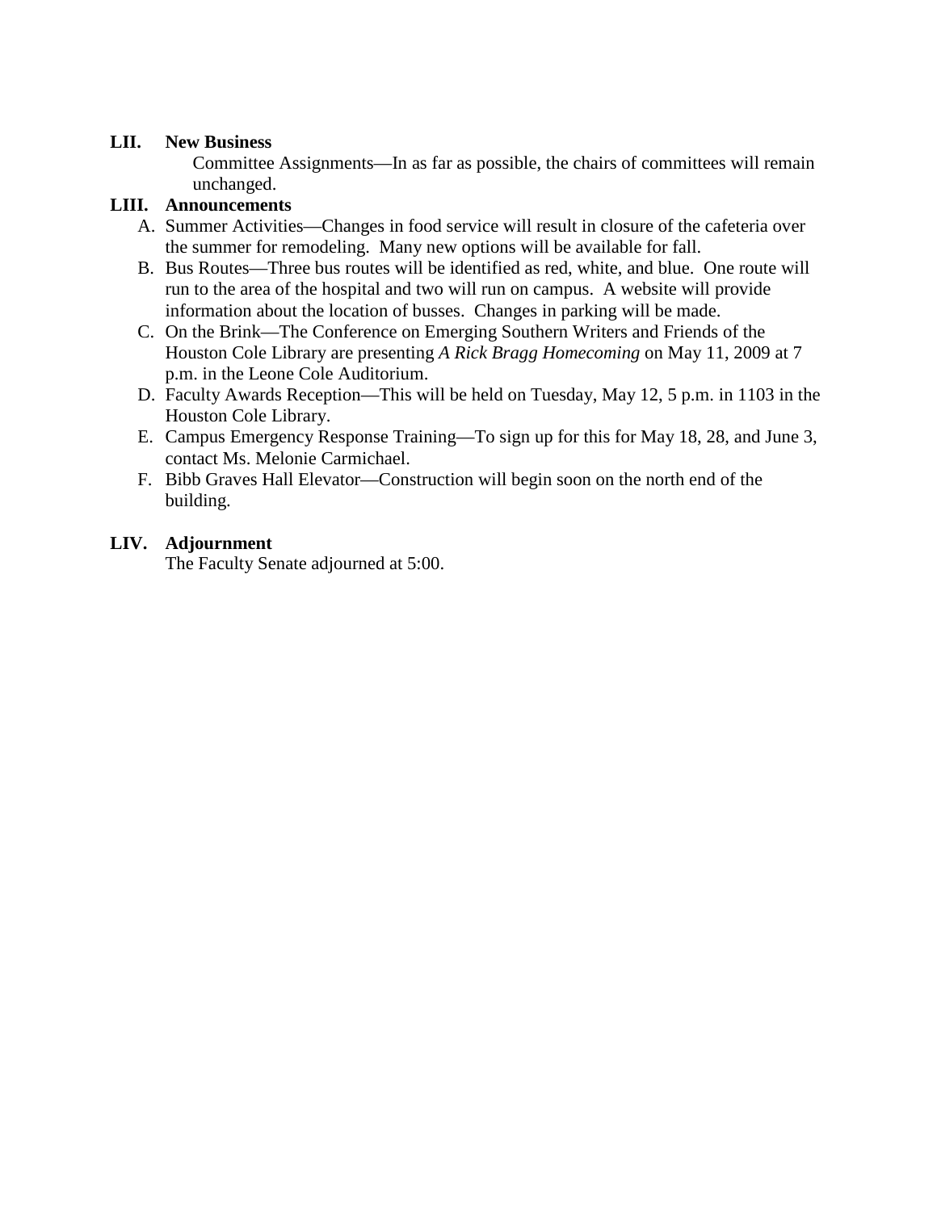**LII. New Business**

Committee Assignments—In as far as possible, the chairs of committees will remain unchanged.

**LIII. Announcements**

A. Summer Activities—Changes in food service will result in closure of the cafeteria over the summer for remodeling. Many new options will be available for fall.
B. Bus Routes—Three bus routes will be identified as red, white, and blue. One route will run to the area of the hospital and two will run on campus. A website will provide information about the location of busses. Changes in parking will be made.
C. On the Brink—The Conference on Emerging Southern Writers and Friends of the Houston Cole Library are presenting *A Rick Bragg Homecoming* on May 11, 2009 at 7 p.m. in the Leone Cole Auditorium.
D. Faculty Awards Reception—This will be held on Tuesday, May 12, 5 p.m. in 1103 in the Houston Cole Library.
E. Campus Emergency Response Training—To sign up for this for May 18, 28, and June 3, contact Ms. Melonie Carmichael.
F. Bibb Graves Hall Elevator—Construction will begin soon on the north end of the building.

**LIV. Adjournment**

The Faculty Senate adjourned at 5:00.